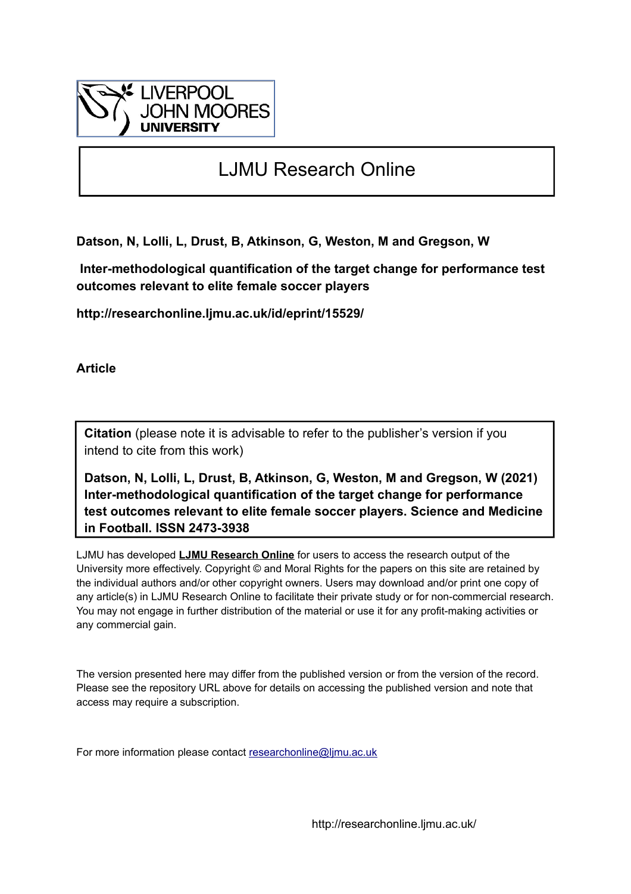LIVERPOOL JOHN MOORES UNIVERSITY

# LJMU Research Online

**Datson, N, Lolli, L, Drust, B, Atkinson, G, Weston, M and Gregson, W**

**Inter-methodological quantification of the target change for performance test outcomes relevant to elite female soccer players**

**http://researchonline.ljmu.ac.uk/id/eprint/15529/**

**Article**

**Citation** (please note it is advisable to refer to the publisher's version if you intend to cite from this work)

**Datson, N, Lolli, L, Drust, B, Atkinson, G, Weston, M and Gregson, W (2021) Inter-methodological quantification of the target change for performance test outcomes relevant to elite female soccer players. Science and Medicine in Football. ISSN 2473-3938**

LJMU has developed **LJMU Research Online** for users to access the research output of the University more effectively. Copyright © and Moral Rights for the papers on this site are retained by the individual authors and/or other copyright owners. Users may download and/or print one copy of any article(s) in LJMU Research Online to facilitate their private study or for non-commercial research. You may not engage in further distribution of the material or use it for any profit-making activities or any commercial gain.

The version presented here may differ from the published version or from the version of the record. Please see the repository URL above for details on accessing the published version and note that access may require a subscription.

For more information please contact researchonline@ljmu.ac.uk

http://researchonline.ljmu.ac.uk/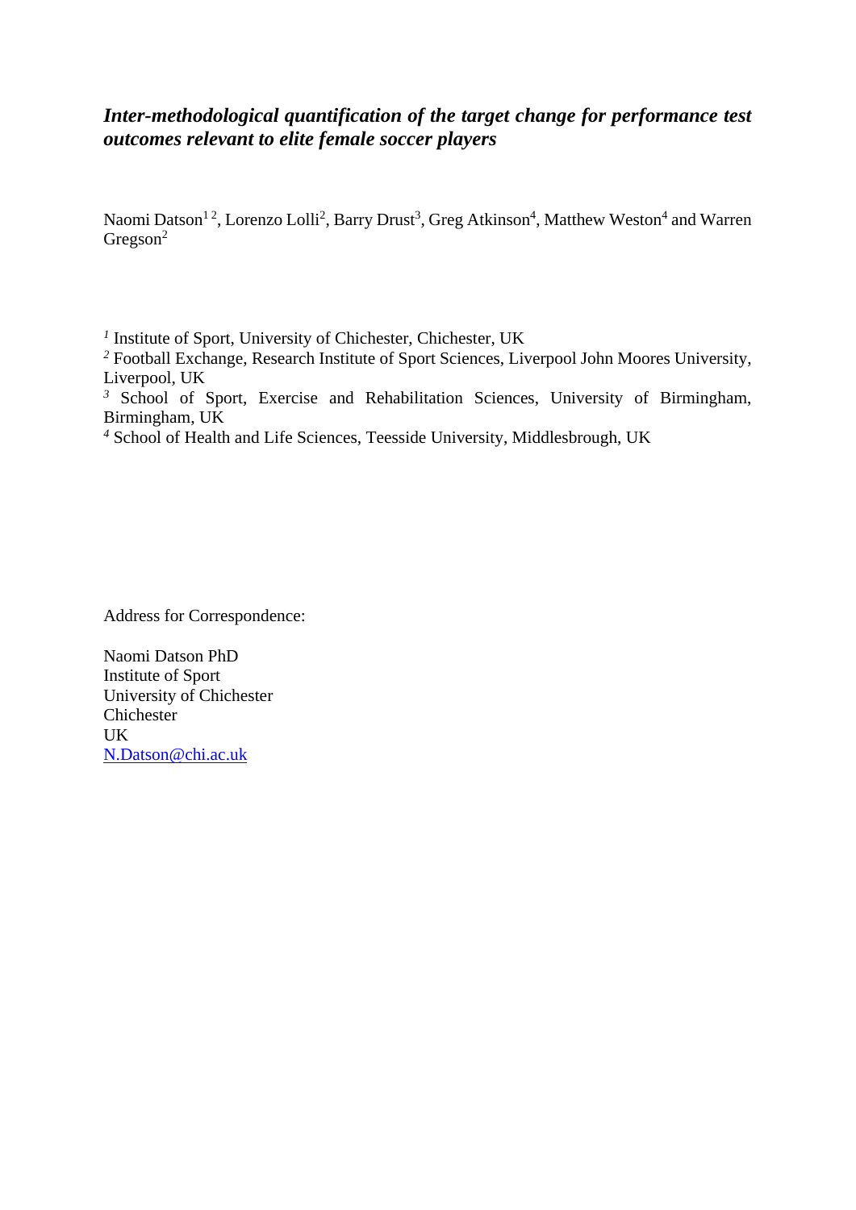# *Inter-methodological quantification of the target change for performance test outcomes relevant to elite female soccer players*

Naomi Datson[1 2], Lorenzo Lolli[2], Barry Drust[3], Greg Atkinson[4], Matthew Weston[4] and Warren Gregson[2]

[1] Institute of Sport, University of Chichester, Chichester, UK

[2] Football Exchange, Research Institute of Sport Sciences, Liverpool John Moores University, Liverpool, UK

[3] School of Sport, Exercise and Rehabilitation Sciences, University of Birmingham, Birmingham, UK

[4] School of Health and Life Sciences, Teesside University, Middlesbrough, UK

Address for Correspondence:

Naomi Datson PhD  
Institute of Sport  
University of Chichester  
Chichester  
UK  
N.Datson@chi.ac.uk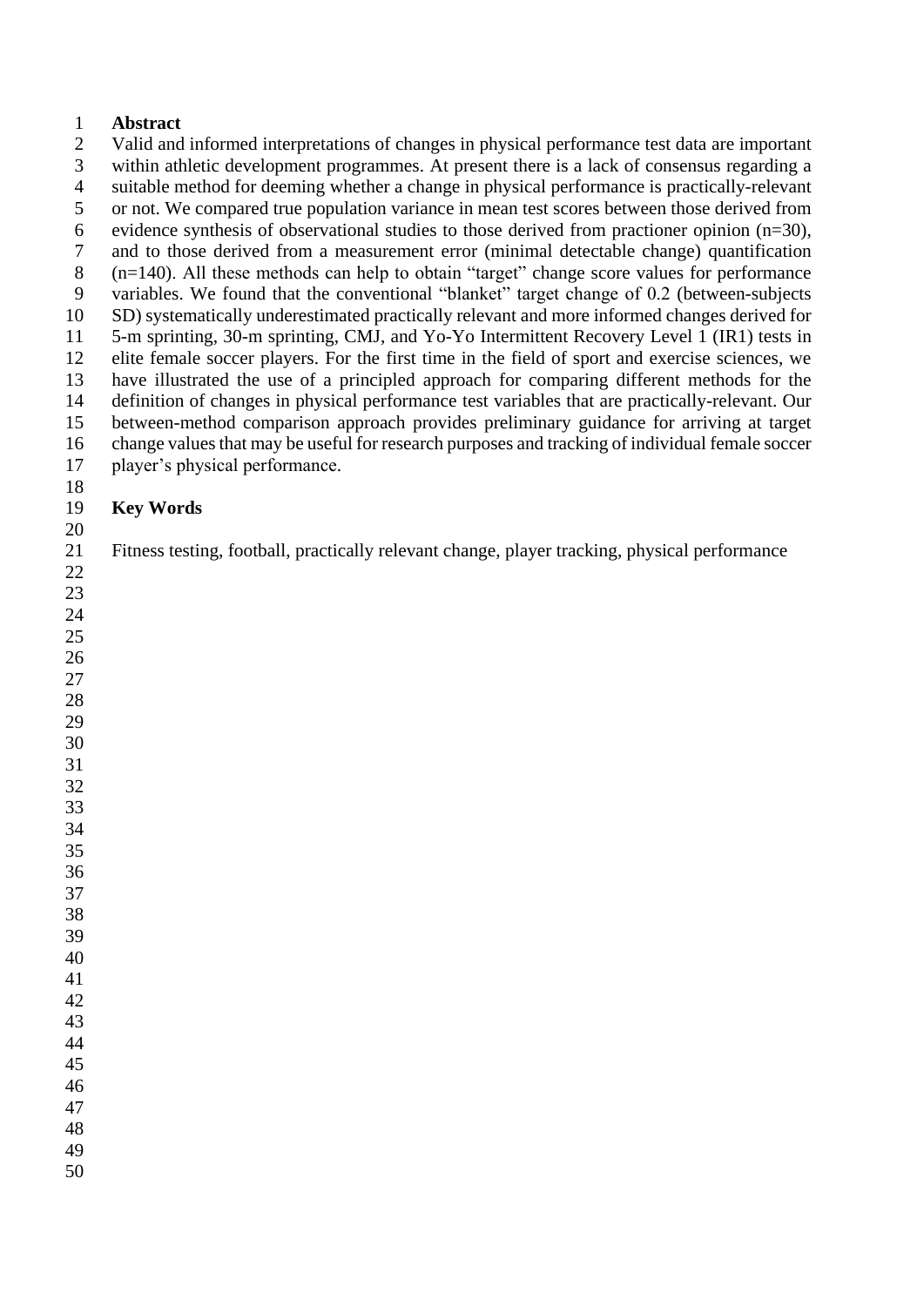## Abstract

Valid and informed interpretations of changes in physical performance test data are important within athletic development programmes. At present there is a lack of consensus regarding a suitable method for deeming whether a change in physical performance is practically-relevant or not. We compared true population variance in mean test scores between those derived from evidence synthesis of observational studies to those derived from practioner opinion (n=30), and to those derived from a measurement error (minimal detectable change) quantification (n=140). All these methods can help to obtain "target" change score values for performance variables. We found that the conventional "blanket" target change of 0.2 (between-subjects SD) systematically underestimated practically relevant and more informed changes derived for 5-m sprinting, 30-m sprinting, CMJ, and Yo-Yo Intermittent Recovery Level 1 (IR1) tests in elite female soccer players. For the first time in the field of sport and exercise sciences, we have illustrated the use of a principled approach for comparing different methods for the definition of changes in physical performance test variables that are practically-relevant. Our between-method comparison approach provides preliminary guidance for arriving at target change values that may be useful for research purposes and tracking of individual female soccer player's physical performance.

## Key Words

Fitness testing, football, practically relevant change, player tracking, physical performance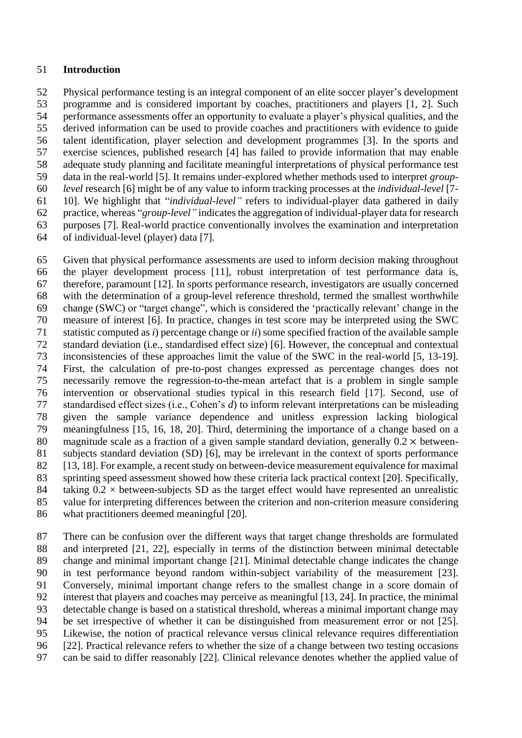## Introduction

Physical performance testing is an integral component of an elite soccer player's development programme and is considered important by coaches, practitioners and players [1, 2]. Such performance assessments offer an opportunity to evaluate a player's physical qualities, and the derived information can be used to provide coaches and practitioners with evidence to guide talent identification, player selection and development programmes [3]. In the sports and exercise sciences, published research [4] has failed to provide information that may enable adequate study planning and facilitate meaningful interpretations of physical performance test data in the real-world [5]. It remains under-explored whether methods used to interpret *group-level* research [6] might be of any value to inform tracking processes at the *individual-level* [7-10]. We highlight that "*individual-level"* refers to individual-player data gathered in daily practice, whereas "*group-level"* indicates the aggregation of individual-player data for research purposes [7]. Real-world practice conventionally involves the examination and interpretation of individual-level (player) data [7].

Given that physical performance assessments are used to inform decision making throughout the player development process [11], robust interpretation of test performance data is, therefore, paramount [12]. In sports performance research, investigators are usually concerned with the determination of a group-level reference threshold, termed the smallest worthwhile change (SWC) or "target change", which is considered the 'practically relevant' change in the measure of interest [6]. In practice, changes in test score may be interpreted using the SWC statistic computed as *i*) percentage change or *ii*) some specified fraction of the available sample standard deviation (i.e., standardised effect size) [6]. However, the conceptual and contextual inconsistencies of these approaches limit the value of the SWC in the real-world [5, 13-19]. First, the calculation of pre-to-post changes expressed as percentage changes does not necessarily remove the regression-to-the-mean artefact that is a problem in single sample intervention or observational studies typical in this research field [17]. Second, use of standardised effect sizes (i.e., Cohen's *d*) to inform relevant interpretations can be misleading given the sample variance dependence and unitless expression lacking biological meaningfulness [15, 16, 18, 20]. Third, determining the importance of a change based on a magnitude scale as a fraction of a given sample standard deviation, generally $0.2 \times$ between-subjects standard deviation (SD) [6], may be irrelevant in the context of sports performance [13, 18]. For example, a recent study on between-device measurement equivalence for maximal sprinting speed assessment showed how these criteria lack practical context [20]. Specifically, taking $0.2 \times$ between-subjects SD as the target effect would have represented an unrealistic value for interpreting differences between the criterion and non-criterion measure considering what practitioners deemed meaningful [20].

There can be confusion over the different ways that target change thresholds are formulated and interpreted [21, 22], especially in terms of the distinction between minimal detectable change and minimal important change [21]. Minimal detectable change indicates the change in test performance beyond random within-subject variability of the measurement [23]. Conversely, minimal important change refers to the smallest change in a score domain of interest that players and coaches may perceive as meaningful [13, 24]. In practice, the minimal detectable change is based on a statistical threshold, whereas a minimal important change may be set irrespective of whether it can be distinguished from measurement error or not [25]. Likewise, the notion of practical relevance versus clinical relevance requires differentiation [22]. Practical relevance refers to whether the size of a change between two testing occasions can be said to differ reasonably [22]. Clinical relevance denotes whether the applied value of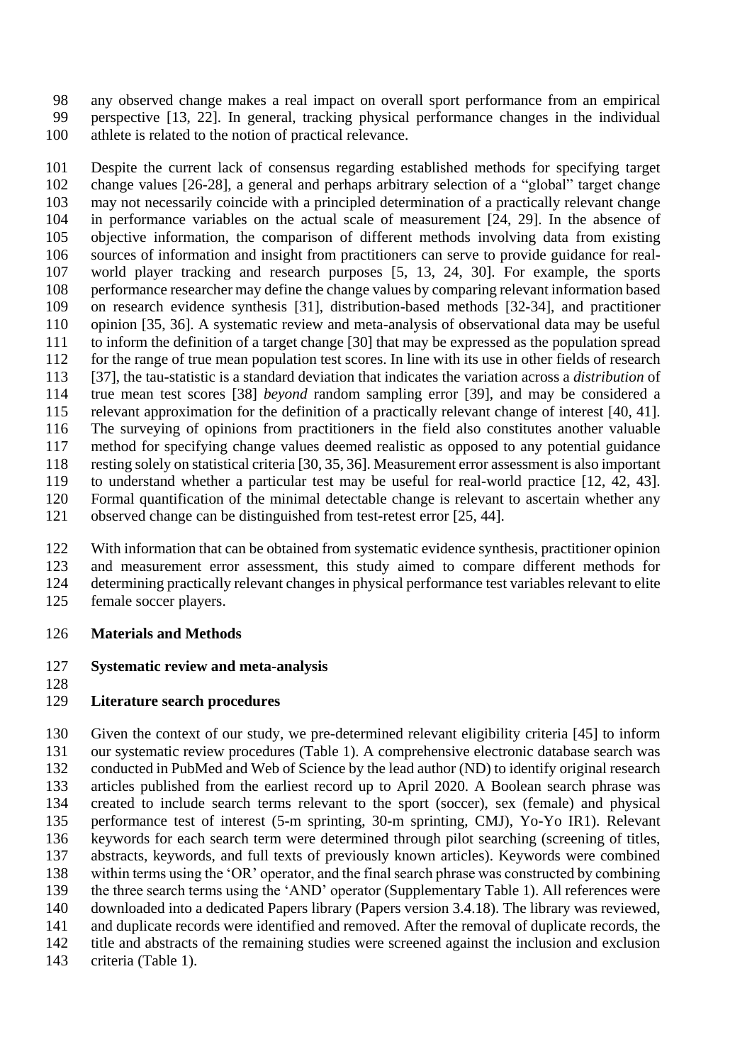any observed change makes a real impact on overall sport performance from an empirical perspective [13, 22]. In general, tracking physical performance changes in the individual athlete is related to the notion of practical relevance.

Despite the current lack of consensus regarding established methods for specifying target change values [26-28], a general and perhaps arbitrary selection of a "global" target change may not necessarily coincide with a principled determination of a practically relevant change in performance variables on the actual scale of measurement [24, 29]. In the absence of objective information, the comparison of different methods involving data from existing sources of information and insight from practitioners can serve to provide guidance for real-world player tracking and research purposes [5, 13, 24, 30]. For example, the sports performance researcher may define the change values by comparing relevant information based on research evidence synthesis [31], distribution-based methods [32-34], and practitioner opinion [35, 36]. A systematic review and meta-analysis of observational data may be useful to inform the definition of a target change [30] that may be expressed as the population spread for the range of true mean population test scores. In line with its use in other fields of research [37], the tau-statistic is a standard deviation that indicates the variation across a *distribution* of true mean test scores [38] *beyond* random sampling error [39], and may be considered a relevant approximation for the definition of a practically relevant change of interest [40, 41]. The surveying of opinions from practitioners in the field also constitutes another valuable method for specifying change values deemed realistic as opposed to any potential guidance resting solely on statistical criteria [30, 35, 36]. Measurement error assessment is also important to understand whether a particular test may be useful for real-world practice [12, 42, 43]. Formal quantification of the minimal detectable change is relevant to ascertain whether any observed change can be distinguished from test-retest error [25, 44].

With information that can be obtained from systematic evidence synthesis, practitioner opinion and measurement error assessment, this study aimed to compare different methods for determining practically relevant changes in physical performance test variables relevant to elite female soccer players.

## Materials and Methods

### Systematic review and meta-analysis

#### Literature search procedures

Given the context of our study, we pre-determined relevant eligibility criteria [45] to inform our systematic review procedures (Table 1). A comprehensive electronic database search was conducted in PubMed and Web of Science by the lead author (ND) to identify original research articles published from the earliest record up to April 2020. A Boolean search phrase was created to include search terms relevant to the sport (soccer), sex (female) and physical performance test of interest (5-m sprinting, 30-m sprinting, CMJ), Yo-Yo IR1). Relevant keywords for each search term were determined through pilot searching (screening of titles, abstracts, keywords, and full texts of previously known articles). Keywords were combined within terms using the 'OR' operator, and the final search phrase was constructed by combining the three search terms using the 'AND' operator (Supplementary Table 1). All references were downloaded into a dedicated Papers library (Papers version 3.4.18). The library was reviewed, and duplicate records were identified and removed. After the removal of duplicate records, the title and abstracts of the remaining studies were screened against the inclusion and exclusion criteria (Table 1).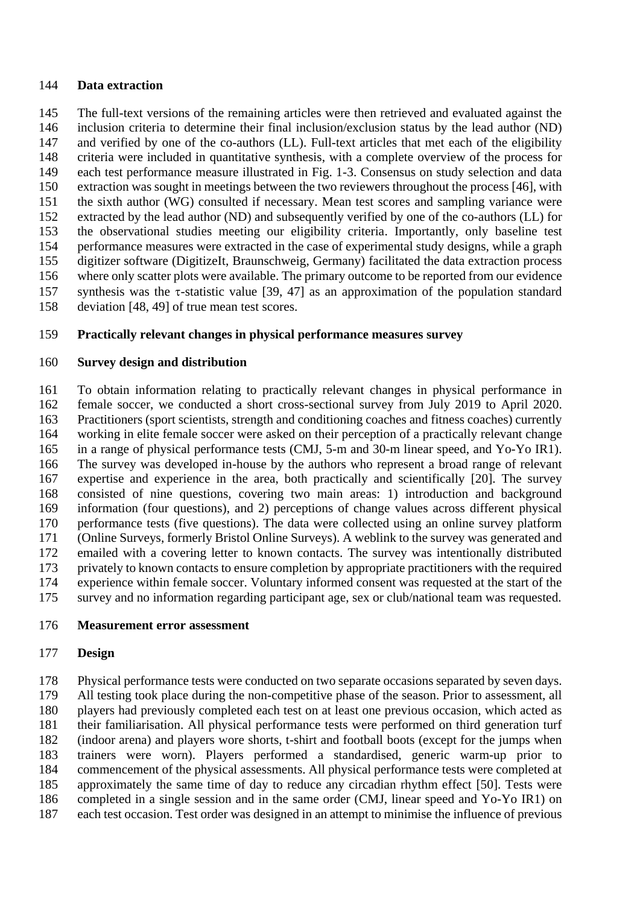## Data extraction

The full-text versions of the remaining articles were then retrieved and evaluated against the inclusion criteria to determine their final inclusion/exclusion status by the lead author (ND) and verified by one of the co-authors (LL). Full-text articles that met each of the eligibility criteria were included in quantitative synthesis, with a complete overview of the process for each test performance measure illustrated in Fig. 1-3. Consensus on study selection and data extraction was sought in meetings between the two reviewers throughout the process [46], with the sixth author (WG) consulted if necessary. Mean test scores and sampling variance were extracted by the lead author (ND) and subsequently verified by one of the co-authors (LL) for the observational studies meeting our eligibility criteria. Importantly, only baseline test performance measures were extracted in the case of experimental study designs, while a graph digitizer software (DigitizeIt, Braunschweig, Germany) facilitated the data extraction process where only scatter plots were available. The primary outcome to be reported from our evidence synthesis was the $\tau$-statistic value [39, 47] as an approximation of the population standard deviation [48, 49] of true mean test scores.

## Practically relevant changes in physical performance measures survey

### Survey design and distribution

To obtain information relating to practically relevant changes in physical performance in female soccer, we conducted a short cross-sectional survey from July 2019 to April 2020. Practitioners (sport scientists, strength and conditioning coaches and fitness coaches) currently working in elite female soccer were asked on their perception of a practically relevant change in a range of physical performance tests (CMJ, 5-m and 30-m linear speed, and Yo-Yo IR1). The survey was developed in-house by the authors who represent a broad range of relevant expertise and experience in the area, both practically and scientifically [20]. The survey consisted of nine questions, covering two main areas: 1) introduction and background information (four questions), and 2) perceptions of change values across different physical performance tests (five questions). The data were collected using an online survey platform (Online Surveys, formerly Bristol Online Surveys). A weblink to the survey was generated and emailed with a covering letter to known contacts. The survey was intentionally distributed privately to known contacts to ensure completion by appropriate practitioners with the required experience within female soccer. Voluntary informed consent was requested at the start of the survey and no information regarding participant age, sex or club/national team was requested.

## Measurement error assessment

### Design

Physical performance tests were conducted on two separate occasions separated by seven days. All testing took place during the non-competitive phase of the season. Prior to assessment, all players had previously completed each test on at least one previous occasion, which acted as their familiarisation. All physical performance tests were performed on third generation turf (indoor arena) and players wore shorts, t-shirt and football boots (except for the jumps when trainers were worn). Players performed a standardised, generic warm-up prior to commencement of the physical assessments. All physical performance tests were completed at approximately the same time of day to reduce any circadian rhythm effect [50]. Tests were completed in a single session and in the same order (CMJ, linear speed and Yo-Yo IR1) on each test occasion. Test order was designed in an attempt to minimise the influence of previous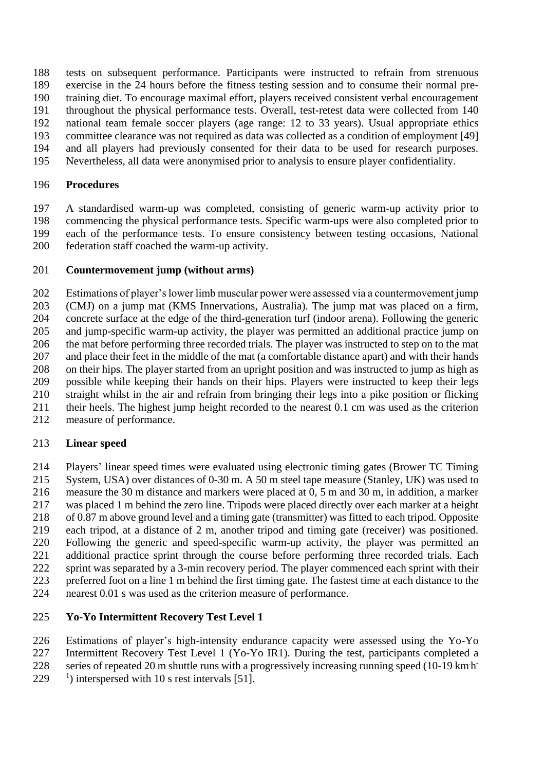tests on subsequent performance. Participants were instructed to refrain from strenuous exercise in the 24 hours before the fitness testing session and to consume their normal pre-training diet. To encourage maximal effort, players received consistent verbal encouragement throughout the physical performance tests. Overall, test-retest data were collected from 140 national team female soccer players (age range: 12 to 33 years). Usual appropriate ethics committee clearance was not required as data was collected as a condition of employment [49] and all players had previously consented for their data to be used for research purposes. Nevertheless, all data were anonymised prior to analysis to ensure player confidentiality.

## Procedures

A standardised warm-up was completed, consisting of generic warm-up activity prior to commencing the physical performance tests. Specific warm-ups were also completed prior to each of the performance tests. To ensure consistency between testing occasions, National federation staff coached the warm-up activity.

## Countermovement jump (without arms)

Estimations of player's lower limb muscular power were assessed via a countermovement jump (CMJ) on a jump mat (KMS Innervations, Australia). The jump mat was placed on a firm, concrete surface at the edge of the third-generation turf (indoor arena). Following the generic and jump-specific warm-up activity, the player was permitted an additional practice jump on the mat before performing three recorded trials. The player was instructed to step on to the mat and place their feet in the middle of the mat (a comfortable distance apart) and with their hands on their hips. The player started from an upright position and was instructed to jump as high as possible while keeping their hands on their hips. Players were instructed to keep their legs straight whilst in the air and refrain from bringing their legs into a pike position or flicking their heels. The highest jump height recorded to the nearest 0.1 cm was used as the criterion measure of performance.

## Linear speed

Players' linear speed times were evaluated using electronic timing gates (Brower TC Timing System, USA) over distances of 0-30 m. A 50 m steel tape measure (Stanley, UK) was used to measure the 30 m distance and markers were placed at 0, 5 m and 30 m, in addition, a marker was placed 1 m behind the zero line. Tripods were placed directly over each marker at a height of 0.87 m above ground level and a timing gate (transmitter) was fitted to each tripod. Opposite each tripod, at a distance of 2 m, another tripod and timing gate (receiver) was positioned. Following the generic and speed-specific warm-up activity, the player was permitted an additional practice sprint through the course before performing three recorded trials. Each sprint was separated by a 3-min recovery period. The player commenced each sprint with their preferred foot on a line 1 m behind the first timing gate. The fastest time at each distance to the nearest 0.01 s was used as the criterion measure of performance.

## Yo-Yo Intermittent Recovery Test Level 1

Estimations of player's high-intensity endurance capacity were assessed using the Yo-Yo Intermittent Recovery Test Level 1 (Yo-Yo IR1). During the test, participants completed a series of repeated 20 m shuttle runs with a progressively increasing running speed (10-19 $km \cdot h^{-1}$) interspersed with 10 s rest intervals [51].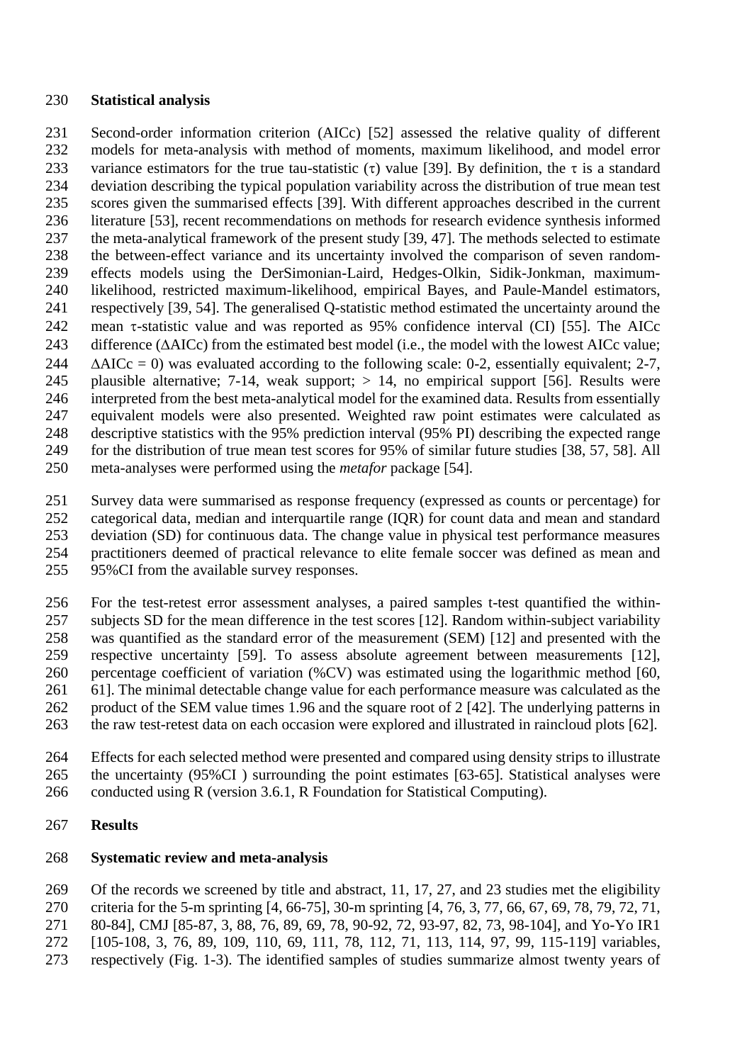## Statistical analysis

Second-order information criterion (AICc) [52] assessed the relative quality of different models for meta-analysis with method of moments, maximum likelihood, and model error variance estimators for the true tau-statistic ($\tau$) value [39]. By definition, the $\tau$ is a standard deviation describing the typical population variability across the distribution of true mean test scores given the summarised effects [39]. With different approaches described in the current literature [53], recent recommendations on methods for research evidence synthesis informed the meta-analytical framework of the present study [39, 47]. The methods selected to estimate the between-effect variance and its uncertainty involved the comparison of seven random-effects models using the DerSimonian-Laird, Hedges-Olkin, Sidik-Jonkman, maximum-likelihood, restricted maximum-likelihood, empirical Bayes, and Paule-Mandel estimators, respectively [39, 54]. The generalised Q-statistic method estimated the uncertainty around the mean $\tau$-statistic value and was reported as 95% confidence interval (CI) [55]. The AICc difference ($\Delta$AICc) from the estimated best model (i.e., the model with the lowest AICc value; $\Delta$AICc = 0) was evaluated according to the following scale: 0-2, essentially equivalent; 2-7, plausible alternative; 7-14, weak support; > 14, no empirical support [56]. Results were interpreted from the best meta-analytical model for the examined data. Results from essentially equivalent models were also presented. Weighted raw point estimates were calculated as descriptive statistics with the 95% prediction interval (95% PI) describing the expected range for the distribution of true mean test scores for 95% of similar future studies [38, 57, 58]. All meta-analyses were performed using the *metafor* package [54].

Survey data were summarised as response frequency (expressed as counts or percentage) for categorical data, median and interquartile range (IQR) for count data and mean and standard deviation (SD) for continuous data. The change value in physical test performance measures practitioners deemed of practical relevance to elite female soccer was defined as mean and 95%CI from the available survey responses.

For the test-retest error assessment analyses, a paired samples t-test quantified the within-subjects SD for the mean difference in the test scores [12]. Random within-subject variability was quantified as the standard error of the measurement (SEM) [12] and presented with the respective uncertainty [59]. To assess absolute agreement between measurements [12], percentage coefficient of variation (%CV) was estimated using the logarithmic method [60, 61]. The minimal detectable change value for each performance measure was calculated as the product of the SEM value times 1.96 and the square root of 2 [42]. The underlying patterns in the raw test-retest data on each occasion were explored and illustrated in raincloud plots [62].

Effects for each selected method were presented and compared using density strips to illustrate the uncertainty (95%CI ) surrounding the point estimates [63-65]. Statistical analyses were conducted using R (version 3.6.1, R Foundation for Statistical Computing).

## Results

### Systematic review and meta-analysis

Of the records we screened by title and abstract, 11, 17, 27, and 23 studies met the eligibility criteria for the 5-m sprinting [4, 66-75], 30-m sprinting [4, 76, 3, 77, 66, 67, 69, 78, 79, 72, 71, 80-84], CMJ [85-87, 3, 88, 76, 89, 69, 78, 90-92, 72, 93-97, 82, 73, 98-104], and Yo-Yo IR1 [105-108, 3, 76, 89, 109, 110, 69, 111, 78, 112, 71, 113, 114, 97, 99, 115-119] variables, respectively (Fig. 1-3). The identified samples of studies summarize almost twenty years of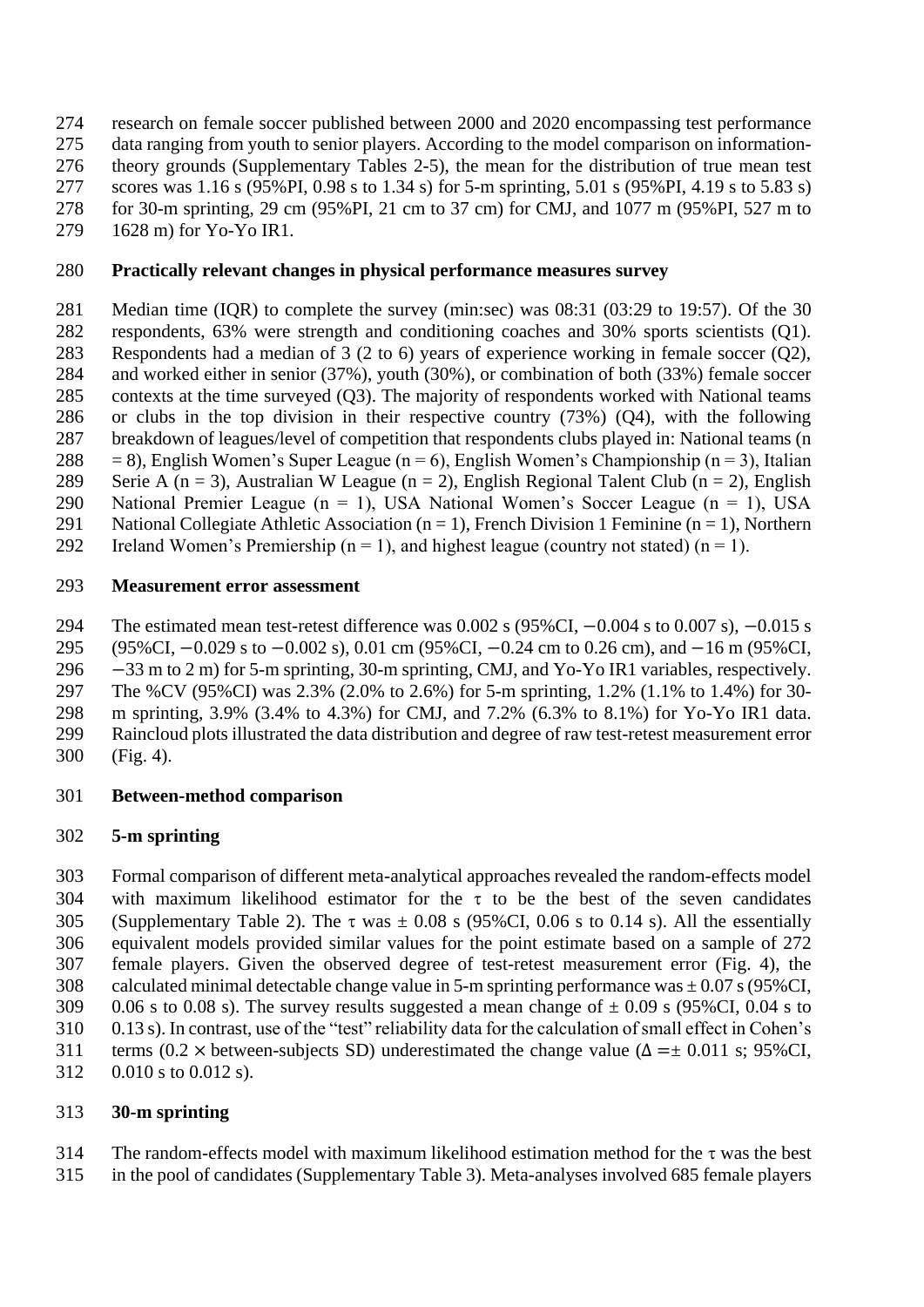research on female soccer published between 2000 and 2020 encompassing test performance data ranging from youth to senior players. According to the model comparison on information-theory grounds (Supplementary Tables 2-5), the mean for the distribution of true mean test scores was 1.16 s (95%PI, 0.98 s to 1.34 s) for 5-m sprinting, 5.01 s (95%PI, 4.19 s to 5.83 s) for 30-m sprinting, 29 cm (95%PI, 21 cm to 37 cm) for CMJ, and 1077 m (95%PI, 527 m to 1628 m) for Yo-Yo IR1.

## Practically relevant changes in physical performance measures survey

Median time (IQR) to complete the survey (min:sec) was 08:31 (03:29 to 19:57). Of the 30 respondents, 63% were strength and conditioning coaches and 30% sports scientists (Q1). Respondents had a median of 3 (2 to 6) years of experience working in female soccer (Q2), and worked either in senior (37%), youth (30%), or combination of both (33%) female soccer contexts at the time surveyed (Q3). The majority of respondents worked with National teams or clubs in the top division in their respective country (73%) (Q4), with the following breakdown of leagues/level of competition that respondents clubs played in: National teams (n = 8), English Women's Super League (n = 6), English Women's Championship (n = 3), Italian Serie A (n = 3), Australian W League (n = 2), English Regional Talent Club (n = 2), English National Premier League (n = 1), USA National Women's Soccer League (n = 1), USA National Collegiate Athletic Association (n = 1), French Division 1 Feminine (n = 1), Northern Ireland Women's Premiership (n = 1), and highest league (country not stated) (n = 1).

## Measurement error assessment

The estimated mean test-retest difference was 0.002 s (95%CI, −0.004 s to 0.007 s), −0.015 s (95%CI, −0.029 s to −0.002 s), 0.01 cm (95%CI, −0.24 cm to 0.26 cm), and −16 m (95%CI, −33 m to 2 m) for 5-m sprinting, 30-m sprinting, CMJ, and Yo-Yo IR1 variables, respectively. The %CV (95%CI) was 2.3% (2.0% to 2.6%) for 5-m sprinting, 1.2% (1.1% to 1.4%) for 30-m sprinting, 3.9% (3.4% to 4.3%) for CMJ, and 7.2% (6.3% to 8.1%) for Yo-Yo IR1 data. Raincloud plots illustrated the data distribution and degree of raw test-retest measurement error (Fig. 4).

## Between-method comparison

### 5-m sprinting

Formal comparison of different meta-analytical approaches revealed the random-effects model with maximum likelihood estimator for the $\tau$ to be the best of the seven candidates (Supplementary Table 2). The $\tau$ was ± 0.08 s (95%CI, 0.06 s to 0.14 s). All the essentially equivalent models provided similar values for the point estimate based on a sample of 272 female players. Given the observed degree of test-retest measurement error (Fig. 4), the calculated minimal detectable change value in 5-m sprinting performance was ± 0.07 s (95%CI, 0.06 s to 0.08 s). The survey results suggested a mean change of ± 0.09 s (95%CI, 0.04 s to 0.13 s). In contrast, use of the "test" reliability data for the calculation of small effect in Cohen's terms (0.2 × between-subjects SD) underestimated the change value ($\Delta$ =± 0.011 s; 95%CI, 0.010 s to 0.012 s).

### 30-m sprinting

The random-effects model with maximum likelihood estimation method for the $\tau$ was the best in the pool of candidates (Supplementary Table 3). Meta-analyses involved 685 female players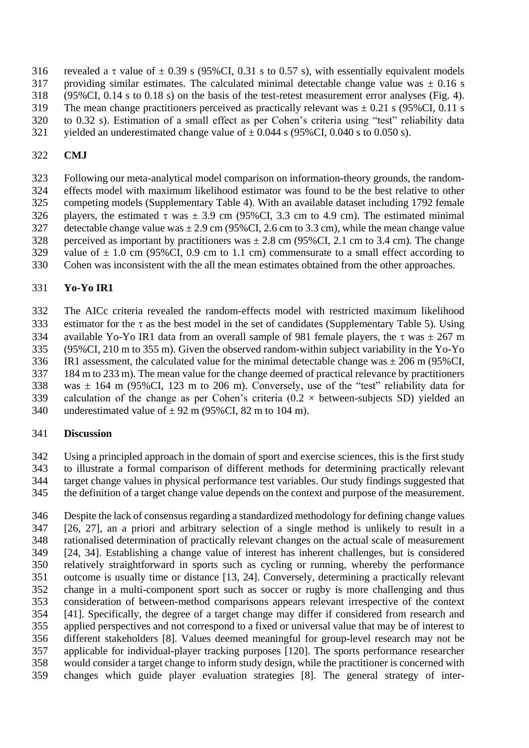revealed a $\tau$ value of $\pm$ 0.39 s (95%CI, 0.31 s to 0.57 s), with essentially equivalent models providing similar estimates. The calculated minimal detectable change value was $\pm$ 0.16 s (95%CI, 0.14 s to 0.18 s) on the basis of the test-retest measurement error analyses (Fig. 4). The mean change practitioners perceived as practically relevant was $\pm$ 0.21 s (95%CI, 0.11 s to 0.32 s). Estimation of a small effect as per Cohen's criteria using "test" reliability data yielded an underestimated change value of $\pm$ 0.044 s (95%CI, 0.040 s to 0.050 s).

**CMJ**

Following our meta-analytical model comparison on information-theory grounds, the random-effects model with maximum likelihood estimator was found to be the best relative to other competing models (Supplementary Table 4). With an available dataset including 1792 female players, the estimated $\tau$ was $\pm$ 3.9 cm (95%CI, 3.3 cm to 4.9 cm). The estimated minimal detectable change value was $\pm$ 2.9 cm (95%CI, 2.6 cm to 3.3 cm), while the mean change value perceived as important by practitioners was $\pm$ 2.8 cm (95%CI, 2.1 cm to 3.4 cm). The change value of $\pm$ 1.0 cm (95%CI, 0.9 cm to 1.1 cm) commensurate to a small effect according to Cohen was inconsistent with the all the mean estimates obtained from the other approaches.

**Yo-Yo IR1**

The AICc criteria revealed the random-effects model with restricted maximum likelihood estimator for the $\tau$ as the best model in the set of candidates (Supplementary Table 5). Using available Yo-Yo IR1 data from an overall sample of 981 female players, the $\tau$ was $\pm$ 267 m (95%CI, 210 m to 355 m). Given the observed random-within subject variability in the Yo-Yo IR1 assessment, the calculated value for the minimal detectable change was $\pm$ 206 m (95%CI, 184 m to 233 m). The mean value for the change deemed of practical relevance by practitioners was $\pm$ 164 m (95%CI, 123 m to 206 m). Conversely, use of the "test" reliability data for calculation of the change as per Cohen's criteria (0.2 $\times$ between-subjects SD) yielded an underestimated value of $\pm$ 92 m (95%CI, 82 m to 104 m).

**Discussion**

Using a principled approach in the domain of sport and exercise sciences, this is the first study to illustrate a formal comparison of different methods for determining practically relevant target change values in physical performance test variables. Our study findings suggested that the definition of a target change value depends on the context and purpose of the measurement.

Despite the lack of consensus regarding a standardized methodology for defining change values [26, 27], an a priori and arbitrary selection of a single method is unlikely to result in a rationalised determination of practically relevant changes on the actual scale of measurement [24, 34]. Establishing a change value of interest has inherent challenges, but is considered relatively straightforward in sports such as cycling or running, whereby the performance outcome is usually time or distance [13, 24]. Conversely, determining a practically relevant change in a multi-component sport such as soccer or rugby is more challenging and thus consideration of between-method comparisons appears relevant irrespective of the context [41]. Specifically, the degree of a target change may differ if considered from research and applied perspectives and not correspond to a fixed or universal value that may be of interest to different stakeholders [8]. Values deemed meaningful for group-level research may not be applicable for individual-player tracking purposes [120]. The sports performance researcher would consider a target change to inform study design, while the practitioner is concerned with changes which guide player evaluation strategies [8]. The general strategy of inter-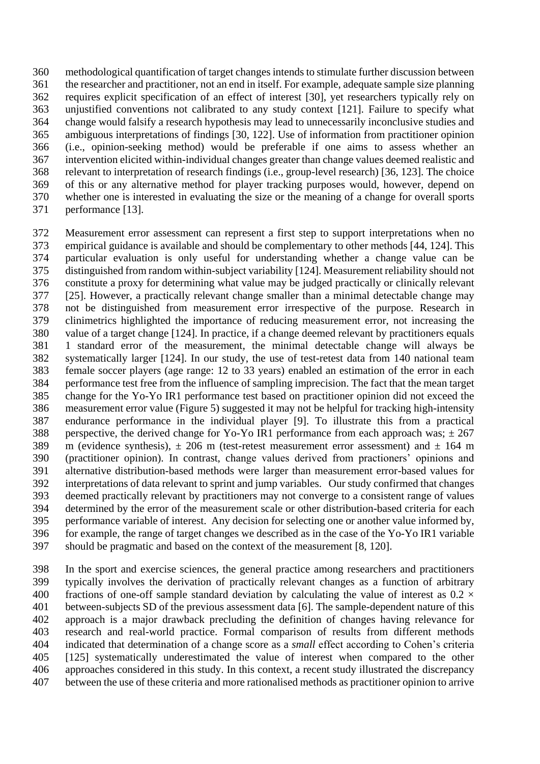methodological quantification of target changes intends to stimulate further discussion between the researcher and practitioner, not an end in itself. For example, adequate sample size planning requires explicit specification of an effect of interest [30], yet researchers typically rely on unjustified conventions not calibrated to any study context [121]. Failure to specify what change would falsify a research hypothesis may lead to unnecessarily inconclusive studies and ambiguous interpretations of findings [30, 122]. Use of information from practitioner opinion (i.e., opinion-seeking method) would be preferable if one aims to assess whether an intervention elicited within-individual changes greater than change values deemed realistic and relevant to interpretation of research findings (i.e., group-level research) [36, 123]. The choice of this or any alternative method for player tracking purposes would, however, depend on whether one is interested in evaluating the size or the meaning of a change for overall sports performance [13].

Measurement error assessment can represent a first step to support interpretations when no empirical guidance is available and should be complementary to other methods [44, 124]. This particular evaluation is only useful for understanding whether a change value can be distinguished from random within-subject variability [124]. Measurement reliability should not constitute a proxy for determining what value may be judged practically or clinically relevant [25]. However, a practically relevant change smaller than a minimal detectable change may not be distinguished from measurement error irrespective of the purpose. Research in clinimetrics highlighted the importance of reducing measurement error, not increasing the value of a target change [124]. In practice, if a change deemed relevant by practitioners equals 1 standard error of the measurement, the minimal detectable change will always be systematically larger [124]. In our study, the use of test-retest data from 140 national team female soccer players (age range: 12 to 33 years) enabled an estimation of the error in each performance test free from the influence of sampling imprecision. The fact that the mean target change for the Yo-Yo IR1 performance test based on practitioner opinion did not exceed the measurement error value (Figure 5) suggested it may not be helpful for tracking high-intensity endurance performance in the individual player [9]. To illustrate this from a practical perspective, the derived change for Yo-Yo IR1 performance from each approach was; ± 267 m (evidence synthesis), ± 206 m (test-retest measurement error assessment) and ± 164 m (practitioner opinion). In contrast, change values derived from practioners' opinions and alternative distribution-based methods were larger than measurement error-based values for interpretations of data relevant to sprint and jump variables. Our study confirmed that changes deemed practically relevant by practitioners may not converge to a consistent range of values determined by the error of the measurement scale or other distribution-based criteria for each performance variable of interest. Any decision for selecting one or another value informed by, for example, the range of target changes we described as in the case of the Yo-Yo IR1 variable should be pragmatic and based on the context of the measurement [8, 120].

In the sport and exercise sciences, the general practice among researchers and practitioners typically involves the derivation of practically relevant changes as a function of arbitrary fractions of one-off sample standard deviation by calculating the value of interest as 0.2 × between-subjects SD of the previous assessment data [6]. The sample-dependent nature of this approach is a major drawback precluding the definition of changes having relevance for research and real-world practice. Formal comparison of results from different methods indicated that determination of a change score as a *small* effect according to Cohen's criteria [125] systematically underestimated the value of interest when compared to the other approaches considered in this study. In this context, a recent study illustrated the discrepancy between the use of these criteria and more rationalised methods as practitioner opinion to arrive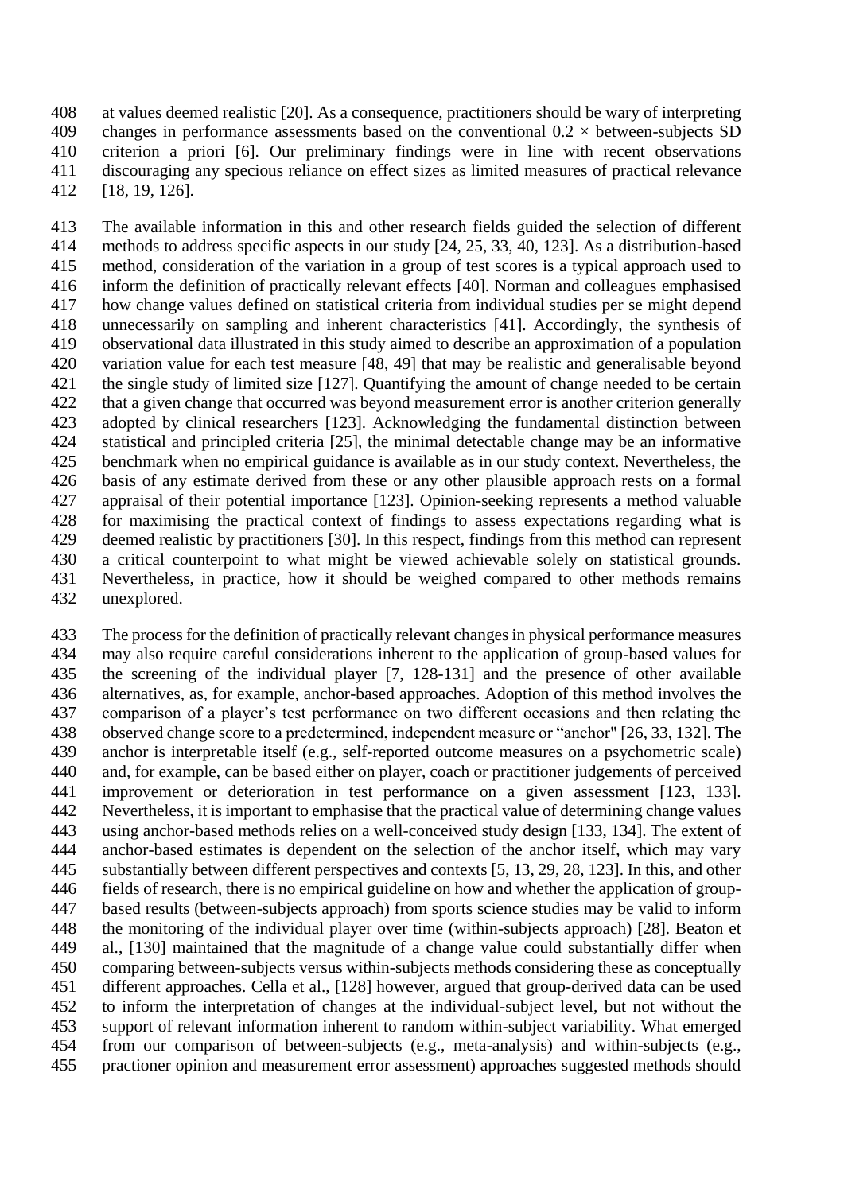at values deemed realistic [20]. As a consequence, practitioners should be wary of interpreting changes in performance assessments based on the conventional 0.2 × between-subjects SD criterion a priori [6]. Our preliminary findings were in line with recent observations discouraging any specious reliance on effect sizes as limited measures of practical relevance [18, 19, 126].

The available information in this and other research fields guided the selection of different methods to address specific aspects in our study [24, 25, 33, 40, 123]. As a distribution-based method, consideration of the variation in a group of test scores is a typical approach used to inform the definition of practically relevant effects [40]. Norman and colleagues emphasised how change values defined on statistical criteria from individual studies per se might depend unnecessarily on sampling and inherent characteristics [41]. Accordingly, the synthesis of observational data illustrated in this study aimed to describe an approximation of a population variation value for each test measure [48, 49] that may be realistic and generalisable beyond the single study of limited size [127]. Quantifying the amount of change needed to be certain that a given change that occurred was beyond measurement error is another criterion generally adopted by clinical researchers [123]. Acknowledging the fundamental distinction between statistical and principled criteria [25], the minimal detectable change may be an informative benchmark when no empirical guidance is available as in our study context. Nevertheless, the basis of any estimate derived from these or any other plausible approach rests on a formal appraisal of their potential importance [123]. Opinion-seeking represents a method valuable for maximising the practical context of findings to assess expectations regarding what is deemed realistic by practitioners [30]. In this respect, findings from this method can represent a critical counterpoint to what might be viewed achievable solely on statistical grounds. Nevertheless, in practice, how it should be weighed compared to other methods remains unexplored.

The process for the definition of practically relevant changes in physical performance measures may also require careful considerations inherent to the application of group-based values for the screening of the individual player [7, 128-131] and the presence of other available alternatives, as, for example, anchor-based approaches. Adoption of this method involves the comparison of a player's test performance on two different occasions and then relating the observed change score to a predetermined, independent measure or "anchor" [26, 33, 132]. The anchor is interpretable itself (e.g., self-reported outcome measures on a psychometric scale) and, for example, can be based either on player, coach or practitioner judgements of perceived improvement or deterioration in test performance on a given assessment [123, 133]. Nevertheless, it is important to emphasise that the practical value of determining change values using anchor-based methods relies on a well-conceived study design [133, 134]. The extent of anchor-based estimates is dependent on the selection of the anchor itself, which may vary substantially between different perspectives and contexts [5, 13, 29, 28, 123]. In this, and other fields of research, there is no empirical guideline on how and whether the application of group-based results (between-subjects approach) from sports science studies may be valid to inform the monitoring of the individual player over time (within-subjects approach) [28]. Beaton et al., [130] maintained that the magnitude of a change value could substantially differ when comparing between-subjects versus within-subjects methods considering these as conceptually different approaches. Cella et al., [128] however, argued that group-derived data can be used to inform the interpretation of changes at the individual-subject level, but not without the support of relevant information inherent to random within-subject variability. What emerged from our comparison of between-subjects (e.g., meta-analysis) and within-subjects (e.g., practioner opinion and measurement error assessment) approaches suggested methods should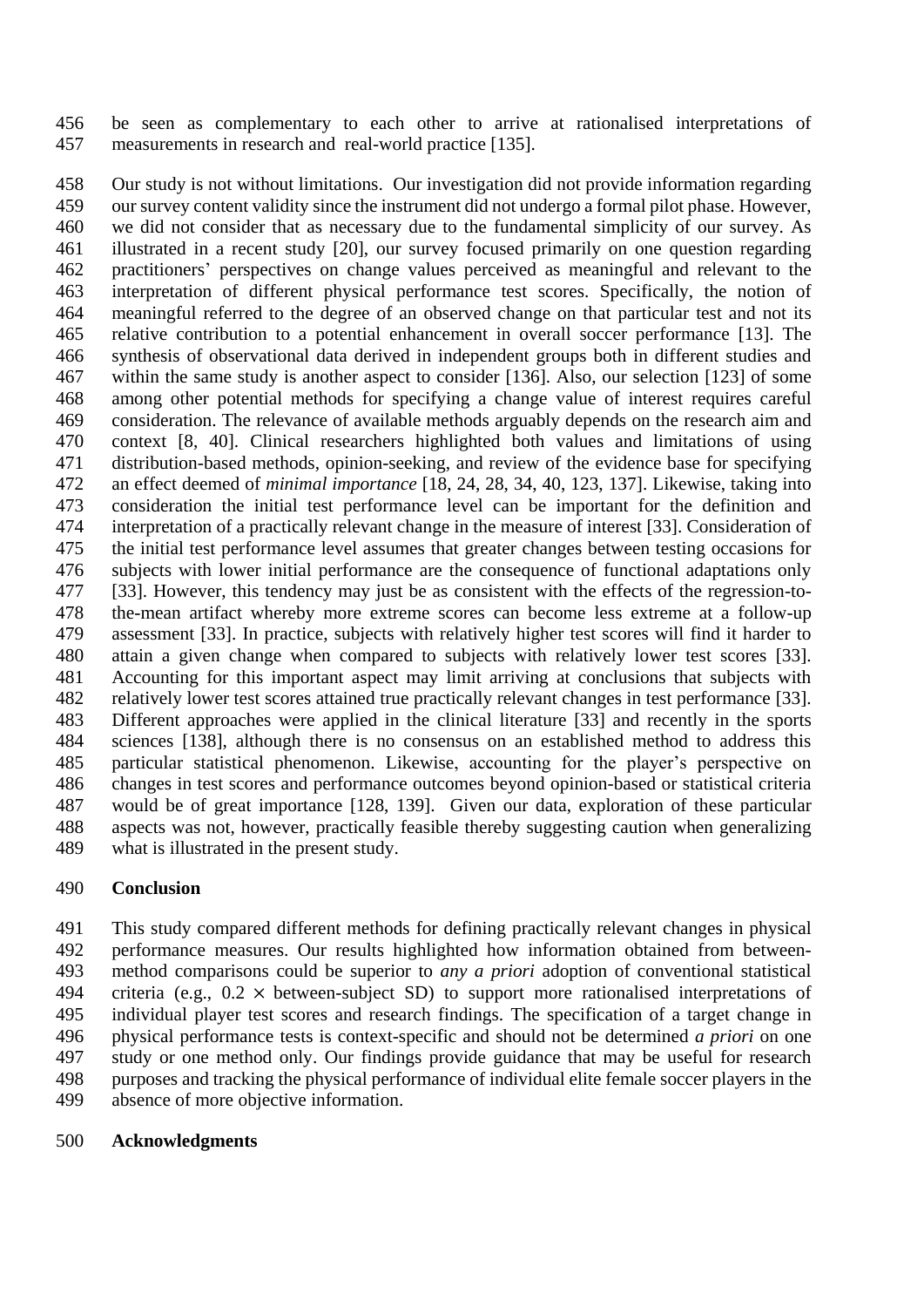be seen as complementary to each other to arrive at rationalised interpretations of measurements in research and real-world practice [135].

Our study is not without limitations. Our investigation did not provide information regarding our survey content validity since the instrument did not undergo a formal pilot phase. However, we did not consider that as necessary due to the fundamental simplicity of our survey. As illustrated in a recent study [20], our survey focused primarily on one question regarding practitioners' perspectives on change values perceived as meaningful and relevant to the interpretation of different physical performance test scores. Specifically, the notion of meaningful referred to the degree of an observed change on that particular test and not its relative contribution to a potential enhancement in overall soccer performance [13]. The synthesis of observational data derived in independent groups both in different studies and within the same study is another aspect to consider [136]. Also, our selection [123] of some among other potential methods for specifying a change value of interest requires careful consideration. The relevance of available methods arguably depends on the research aim and context [8, 40]. Clinical researchers highlighted both values and limitations of using distribution-based methods, opinion-seeking, and review of the evidence base for specifying an effect deemed of *minimal importance* [18, 24, 28, 34, 40, 123, 137]. Likewise, taking into consideration the initial test performance level can be important for the definition and interpretation of a practically relevant change in the measure of interest [33]. Consideration of the initial test performance level assumes that greater changes between testing occasions for subjects with lower initial performance are the consequence of functional adaptations only [33]. However, this tendency may just be as consistent with the effects of the regression-to-the-mean artifact whereby more extreme scores can become less extreme at a follow-up assessment [33]. In practice, subjects with relatively higher test scores will find it harder to attain a given change when compared to subjects with relatively lower test scores [33]. Accounting for this important aspect may limit arriving at conclusions that subjects with relatively lower test scores attained true practically relevant changes in test performance [33]. Different approaches were applied in the clinical literature [33] and recently in the sports sciences [138], although there is no consensus on an established method to address this particular statistical phenomenon. Likewise, accounting for the player's perspective on changes in test scores and performance outcomes beyond opinion-based or statistical criteria would be of great importance [128, 139]. Given our data, exploration of these particular aspects was not, however, practically feasible thereby suggesting caution when generalizing what is illustrated in the present study.

## Conclusion

This study compared different methods for defining practically relevant changes in physical performance measures. Our results highlighted how information obtained from between-method comparisons could be superior to *any a priori* adoption of conventional statistical criteria (e.g., $0.2 \times$ between-subject SD) to support more rationalised interpretations of individual player test scores and research findings. The specification of a target change in physical performance tests is context-specific and should not be determined *a priori* on one study or one method only. Our findings provide guidance that may be useful for research purposes and tracking the physical performance of individual elite female soccer players in the absence of more objective information.

## Acknowledgments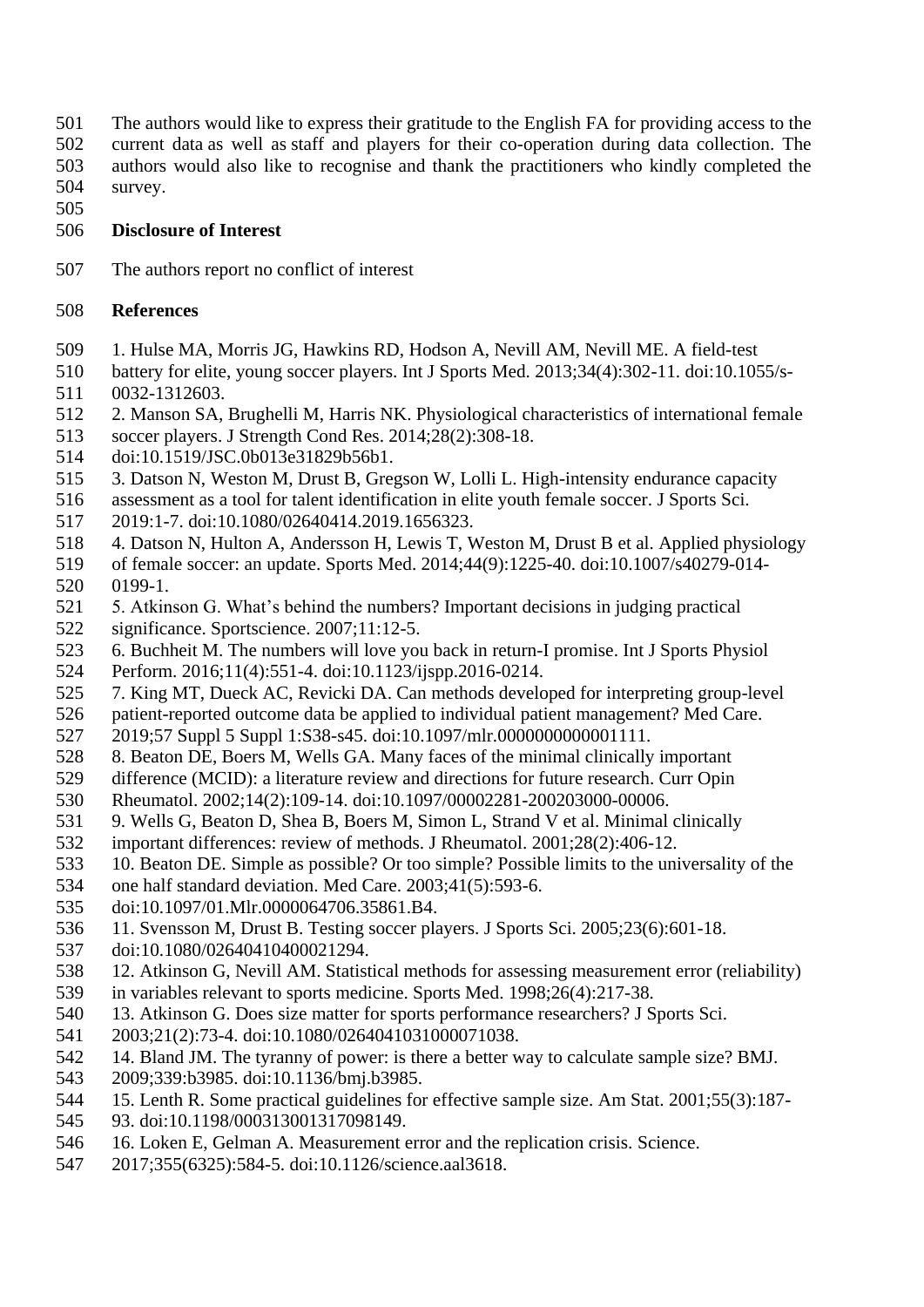The authors would like to express their gratitude to the English FA for providing access to the current data as well as staff and players for their co-operation during data collection. The authors would also like to recognise and thank the practitioners who kindly completed the survey.

## Disclosure of Interest

The authors report no conflict of interest

## References

1. Hulse MA, Morris JG, Hawkins RD, Hodson A, Nevill AM, Nevill ME. A field-test battery for elite, young soccer players. Int J Sports Med. 2013;34(4):302-11. doi:10.1055/s-0032-1312603.
2. Manson SA, Brughelli M, Harris NK. Physiological characteristics of international female soccer players. J Strength Cond Res. 2014;28(2):308-18. doi:10.1519/JSC.0b013e31829b56b1.
3. Datson N, Weston M, Drust B, Gregson W, Lolli L. High-intensity endurance capacity assessment as a tool for talent identification in elite youth female soccer. J Sports Sci. 2019:1-7. doi:10.1080/02640414.2019.1656323.
4. Datson N, Hulton A, Andersson H, Lewis T, Weston M, Drust B et al. Applied physiology of female soccer: an update. Sports Med. 2014;44(9):1225-40. doi:10.1007/s40279-014-0199-1.
5. Atkinson G. What's behind the numbers? Important decisions in judging practical significance. Sportscience. 2007;11:12-5.
6. Buchheit M. The numbers will love you back in return-I promise. Int J Sports Physiol Perform. 2016;11(4):551-4. doi:10.1123/ijspp.2016-0214.
7. King MT, Dueck AC, Revicki DA. Can methods developed for interpreting group-level patient-reported outcome data be applied to individual patient management? Med Care. 2019;57 Suppl 5 Suppl 1:S38-s45. doi:10.1097/mlr.0000000000001111.
8. Beaton DE, Boers M, Wells GA. Many faces of the minimal clinically important difference (MCID): a literature review and directions for future research. Curr Opin Rheumatol. 2002;14(2):109-14. doi:10.1097/00002281-200203000-00006.
9. Wells G, Beaton D, Shea B, Boers M, Simon L, Strand V et al. Minimal clinically important differences: review of methods. J Rheumatol. 2001;28(2):406-12.
10. Beaton DE. Simple as possible? Or too simple? Possible limits to the universality of the one half standard deviation. Med Care. 2003;41(5):593-6. doi:10.1097/01.Mlr.0000064706.35861.B4.
11. Svensson M, Drust B. Testing soccer players. J Sports Sci. 2005;23(6):601-18. doi:10.1080/02640410400021294.
12. Atkinson G, Nevill AM. Statistical methods for assessing measurement error (reliability) in variables relevant to sports medicine. Sports Med. 1998;26(4):217-38.
13. Atkinson G. Does size matter for sports performance researchers? J Sports Sci. 2003;21(2):73-4. doi:10.1080/0264041031000071038.
14. Bland JM. The tyranny of power: is there a better way to calculate sample size? BMJ. 2009;339:b3985. doi:10.1136/bmj.b3985.
15. Lenth R. Some practical guidelines for effective sample size. Am Stat. 2001;55(3):187-93. doi:10.1198/000313001317098149.
16. Loken E, Gelman A. Measurement error and the replication crisis. Science. 2017;355(6325):584-5. doi:10.1126/science.aal3618.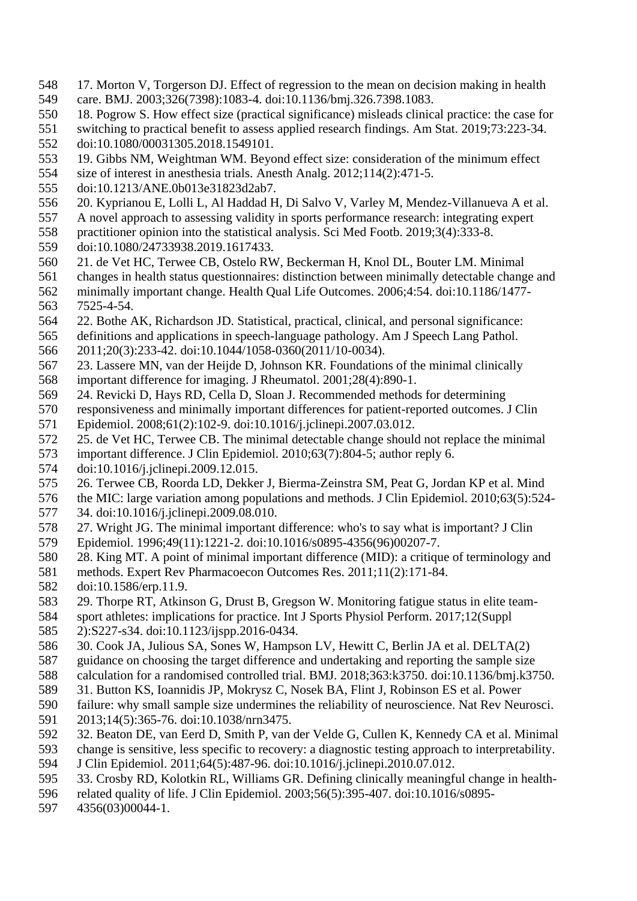17. Morton V, Torgerson DJ. Effect of regression to the mean on decision making in health care. BMJ. 2003;326(7398):1083-4. doi:10.1136/bmj.326.7398.1083.

18. Pogrow S. How effect size (practical significance) misleads clinical practice: the case for switching to practical benefit to assess applied research findings. Am Stat. 2019;73:223-34. doi:10.1080/00031305.2018.1549101.

19. Gibbs NM, Weightman WM. Beyond effect size: consideration of the minimum effect size of interest in anesthesia trials. Anesth Analg. 2012;114(2):471-5. doi:10.1213/ANE.0b013e31823d2ab7.

20. Kyprianou E, Lolli L, Al Haddad H, Di Salvo V, Varley M, Mendez-Villanueva A et al. A novel approach to assessing validity in sports performance research: integrating expert practitioner opinion into the statistical analysis. Sci Med Footb. 2019;3(4):333-8. doi:10.1080/24733938.2019.1617433.

21. de Vet HC, Terwee CB, Ostelo RW, Beckerman H, Knol DL, Bouter LM. Minimal changes in health status questionnaires: distinction between minimally detectable change and minimally important change. Health Qual Life Outcomes. 2006;4:54. doi:10.1186/1477-7525-4-54.

22. Bothe AK, Richardson JD. Statistical, practical, clinical, and personal significance: definitions and applications in speech-language pathology. Am J Speech Lang Pathol. 2011;20(3):233-42. doi:10.1044/1058-0360(2011/10-0034).

23. Lassere MN, van der Heijde D, Johnson KR. Foundations of the minimal clinically important difference for imaging. J Rheumatol. 2001;28(4):890-1.

24. Revicki D, Hays RD, Cella D, Sloan J. Recommended methods for determining responsiveness and minimally important differences for patient-reported outcomes. J Clin Epidemiol. 2008;61(2):102-9. doi:10.1016/j.jclinepi.2007.03.012.

25. de Vet HC, Terwee CB. The minimal detectable change should not replace the minimal important difference. J Clin Epidemiol. 2010;63(7):804-5; author reply 6. doi:10.1016/j.jclinepi.2009.12.015.

26. Terwee CB, Roorda LD, Dekker J, Bierma-Zeinstra SM, Peat G, Jordan KP et al. Mind the MIC: large variation among populations and methods. J Clin Epidemiol. 2010;63(5):524-34. doi:10.1016/j.jclinepi.2009.08.010.

27. Wright JG. The minimal important difference: who's to say what is important? J Clin Epidemiol. 1996;49(11):1221-2. doi:10.1016/s0895-4356(96)00207-7.

28. King MT. A point of minimal important difference (MID): a critique of terminology and methods. Expert Rev Pharmacoecon Outcomes Res. 2011;11(2):171-84. doi:10.1586/erp.11.9.

29. Thorpe RT, Atkinson G, Drust B, Gregson W. Monitoring fatigue status in elite team-sport athletes: implications for practice. Int J Sports Physiol Perform. 2017;12(Suppl 2):S227-s34. doi:10.1123/ijspp.2016-0434.

30. Cook JA, Julious SA, Sones W, Hampson LV, Hewitt C, Berlin JA et al. DELTA(2) guidance on choosing the target difference and undertaking and reporting the sample size calculation for a randomised controlled trial. BMJ. 2018;363:k3750. doi:10.1136/bmj.k3750.

31. Button KS, Ioannidis JP, Mokrysz C, Nosek BA, Flint J, Robinson ES et al. Power failure: why small sample size undermines the reliability of neuroscience. Nat Rev Neurosci. 2013;14(5):365-76. doi:10.1038/nrn3475.

32. Beaton DE, van Eerd D, Smith P, van der Velde G, Cullen K, Kennedy CA et al. Minimal change is sensitive, less specific to recovery: a diagnostic testing approach to interpretability. J Clin Epidemiol. 2011;64(5):487-96. doi:10.1016/j.jclinepi.2010.07.012.

33. Crosby RD, Kolotkin RL, Williams GR. Defining clinically meaningful change in health-related quality of life. J Clin Epidemiol. 2003;56(5):395-407. doi:10.1016/s0895-4356(03)00044-1.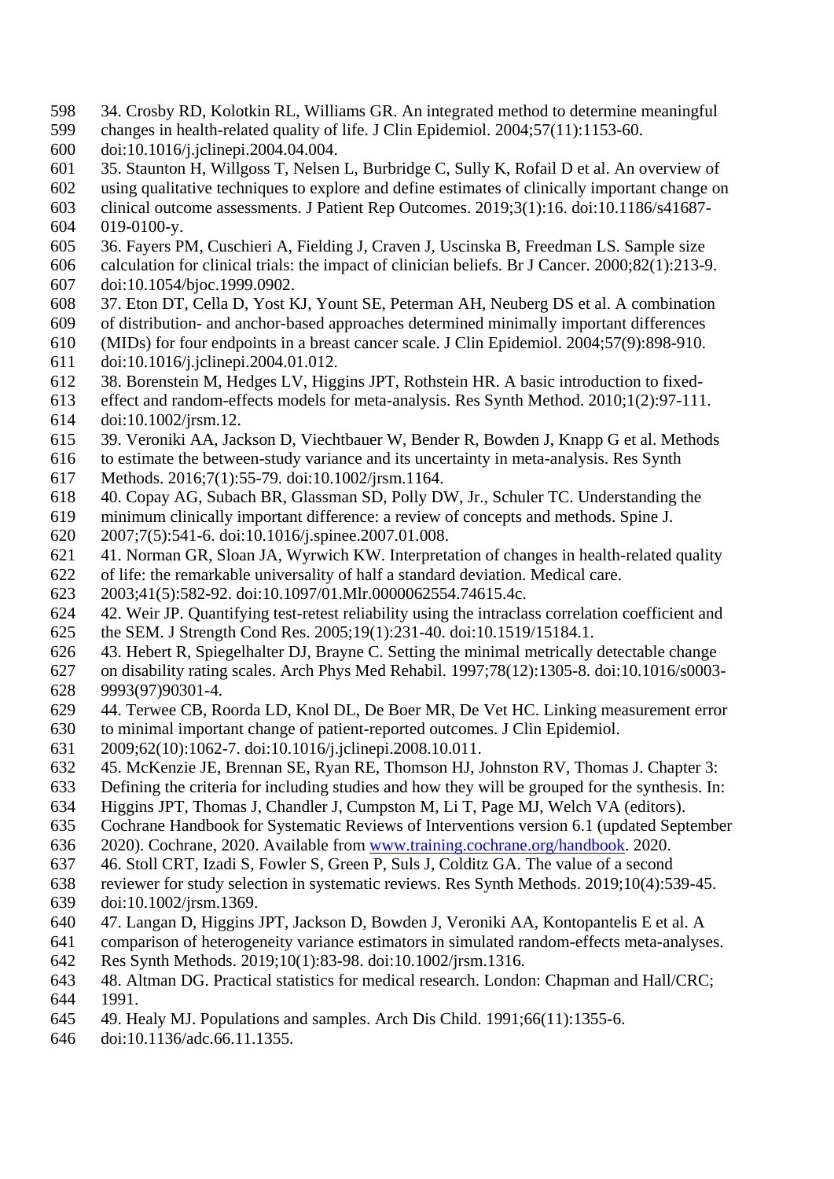34. Crosby RD, Kolotkin RL, Williams GR. An integrated method to determine meaningful changes in health-related quality of life. J Clin Epidemiol. 2004;57(11):1153-60. doi:10.1016/j.jclinepi.2004.04.004.

35. Staunton H, Willgoss T, Nelsen L, Burbridge C, Sully K, Rofail D et al. An overview of using qualitative techniques to explore and define estimates of clinically important change on clinical outcome assessments. J Patient Rep Outcomes. 2019;3(1):16. doi:10.1186/s41687-019-0100-y.

36. Fayers PM, Cuschieri A, Fielding J, Craven J, Uscinska B, Freedman LS. Sample size calculation for clinical trials: the impact of clinician beliefs. Br J Cancer. 2000;82(1):213-9. doi:10.1054/bjoc.1999.0902.

37. Eton DT, Cella D, Yost KJ, Yount SE, Peterman AH, Neuberg DS et al. A combination of distribution- and anchor-based approaches determined minimally important differences (MIDs) for four endpoints in a breast cancer scale. J Clin Epidemiol. 2004;57(9):898-910. doi:10.1016/j.jclinepi.2004.01.012.

38. Borenstein M, Hedges LV, Higgins JPT, Rothstein HR. A basic introduction to fixed-effect and random-effects models for meta-analysis. Res Synth Method. 2010;1(2):97-111. doi:10.1002/jrsm.12.

39. Veroniki AA, Jackson D, Viechtbauer W, Bender R, Bowden J, Knapp G et al. Methods to estimate the between-study variance and its uncertainty in meta-analysis. Res Synth Methods. 2016;7(1):55-79. doi:10.1002/jrsm.1164.

40. Copay AG, Subach BR, Glassman SD, Polly DW, Jr., Schuler TC. Understanding the minimum clinically important difference: a review of concepts and methods. Spine J. 2007;7(5):541-6. doi:10.1016/j.spinee.2007.01.008.

41. Norman GR, Sloan JA, Wyrwich KW. Interpretation of changes in health-related quality of life: the remarkable universality of half a standard deviation. Medical care. 2003;41(5):582-92. doi:10.1097/01.Mlr.0000062554.74615.4c.

42. Weir JP. Quantifying test-retest reliability using the intraclass correlation coefficient and the SEM. J Strength Cond Res. 2005;19(1):231-40. doi:10.1519/15184.1.

43. Hebert R, Spiegelhalter DJ, Brayne C. Setting the minimal metrically detectable change on disability rating scales. Arch Phys Med Rehabil. 1997;78(12):1305-8. doi:10.1016/s0003-9993(97)90301-4.

44. Terwee CB, Roorda LD, Knol DL, De Boer MR, De Vet HC. Linking measurement error to minimal important change of patient-reported outcomes. J Clin Epidemiol. 2009;62(10):1062-7. doi:10.1016/j.jclinepi.2008.10.011.

45. McKenzie JE, Brennan SE, Ryan RE, Thomson HJ, Johnston RV, Thomas J. Chapter 3: Defining the criteria for including studies and how they will be grouped for the synthesis. In: Higgins JPT, Thomas J, Chandler J, Cumpston M, Li T, Page MJ, Welch VA (editors). Cochrane Handbook for Systematic Reviews of Interventions version 6.1 (updated September 2020). Cochrane, 2020. Available from www.training.cochrane.org/handbook. 2020.

46. Stoll CRT, Izadi S, Fowler S, Green P, Suls J, Colditz GA. The value of a second reviewer for study selection in systematic reviews. Res Synth Methods. 2019;10(4):539-45. doi:10.1002/jrsm.1369.

47. Langan D, Higgins JPT, Jackson D, Bowden J, Veroniki AA, Kontopantelis E et al. A comparison of heterogeneity variance estimators in simulated random-effects meta-analyses. Res Synth Methods. 2019;10(1):83-98. doi:10.1002/jrsm.1316.

48. Altman DG. Practical statistics for medical research. London: Chapman and Hall/CRC; 1991.

49. Healy MJ. Populations and samples. Arch Dis Child. 1991;66(11):1355-6. doi:10.1136/adc.66.11.1355.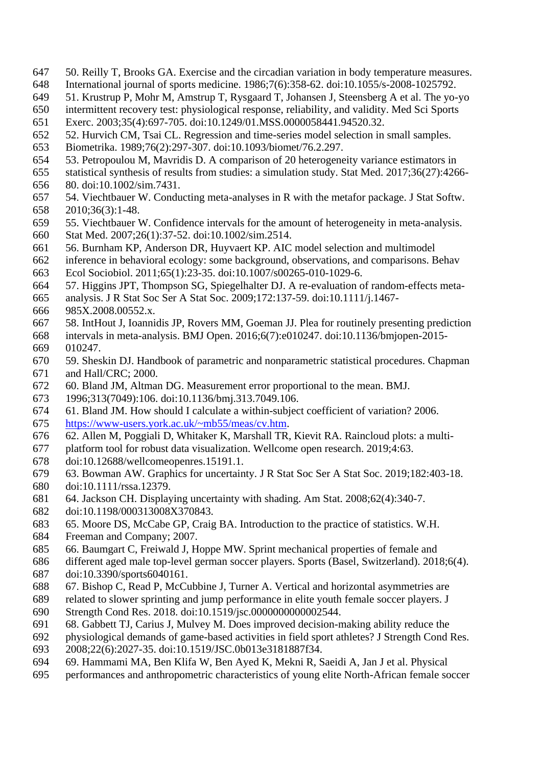50. Reilly T, Brooks GA. Exercise and the circadian variation in body temperature measures. International journal of sports medicine. 1986;7(6):358-62. doi:10.1055/s-2008-1025792.

51. Krustrup P, Mohr M, Amstrup T, Rysgaard T, Johansen J, Steensberg A et al. The yo-yo intermittent recovery test: physiological response, reliability, and validity. Med Sci Sports Exerc. 2003;35(4):697-705. doi:10.1249/01.MSS.0000058441.94520.32.

52. Hurvich CM, Tsai CL. Regression and time-series model selection in small samples. Biometrika. 1989;76(2):297-307. doi:10.1093/biomet/76.2.297.

53. Petropoulou M, Mavridis D. A comparison of 20 heterogeneity variance estimators in statistical synthesis of results from studies: a simulation study. Stat Med. 2017;36(27):4266-80. doi:10.1002/sim.7431.

54. Viechtbauer W. Conducting meta-analyses in R with the metafor package. J Stat Softw. 2010;36(3):1-48.

55. Viechtbauer W. Confidence intervals for the amount of heterogeneity in meta-analysis. Stat Med. 2007;26(1):37-52. doi:10.1002/sim.2514.

56. Burnham KP, Anderson DR, Huyvaert KP. AIC model selection and multimodel inference in behavioral ecology: some background, observations, and comparisons. Behav Ecol Sociobiol. 2011;65(1):23-35. doi:10.1007/s00265-010-1029-6.

57. Higgins JPT, Thompson SG, Spiegelhalter DJ. A re-evaluation of random-effects meta-analysis. J R Stat Soc Ser A Stat Soc. 2009;172:137-59. doi:10.1111/j.1467-985X.2008.00552.x.

58. IntHout J, Ioannidis JP, Rovers MM, Goeman JJ. Plea for routinely presenting prediction intervals in meta-analysis. BMJ Open. 2016;6(7):e010247. doi:10.1136/bmjopen-2015-010247.

59. Sheskin DJ. Handbook of parametric and nonparametric statistical procedures. Chapman and Hall/CRC; 2000.

60. Bland JM, Altman DG. Measurement error proportional to the mean. BMJ. 1996;313(7049):106. doi:10.1136/bmj.313.7049.106.

61. Bland JM. How should I calculate a within-subject coefficient of variation? 2006. https://www-users.york.ac.uk/~mb55/meas/cv.htm.

62. Allen M, Poggiali D, Whitaker K, Marshall TR, Kievit RA. Raincloud plots: a multi-platform tool for robust data visualization. Wellcome open research. 2019;4:63. doi:10.12688/wellcomeopenres.15191.1.

63. Bowman AW. Graphics for uncertainty. J R Stat Soc Ser A Stat Soc. 2019;182:403-18. doi:10.1111/rssa.12379.

64. Jackson CH. Displaying uncertainty with shading. Am Stat. 2008;62(4):340-7. doi:10.1198/000313008X370843.

65. Moore DS, McCabe GP, Craig BA. Introduction to the practice of statistics. W.H. Freeman and Company; 2007.

66. Baumgart C, Freiwald J, Hoppe MW. Sprint mechanical properties of female and different aged male top-level german soccer players. Sports (Basel, Switzerland). 2018;6(4). doi:10.3390/sports6040161.

67. Bishop C, Read P, McCubbine J, Turner A. Vertical and horizontal asymmetries are related to slower sprinting and jump performance in elite youth female soccer players. J Strength Cond Res. 2018. doi:10.1519/jsc.0000000000002544.

68. Gabbett TJ, Carius J, Mulvey M. Does improved decision-making ability reduce the physiological demands of game-based activities in field sport athletes? J Strength Cond Res. 2008;22(6):2027-35. doi:10.1519/JSC.0b013e3181887f34.

69. Hammami MA, Ben Klifa W, Ben Ayed K, Mekni R, Saeidi A, Jan J et al. Physical performances and anthropometric characteristics of young elite North-African female soccer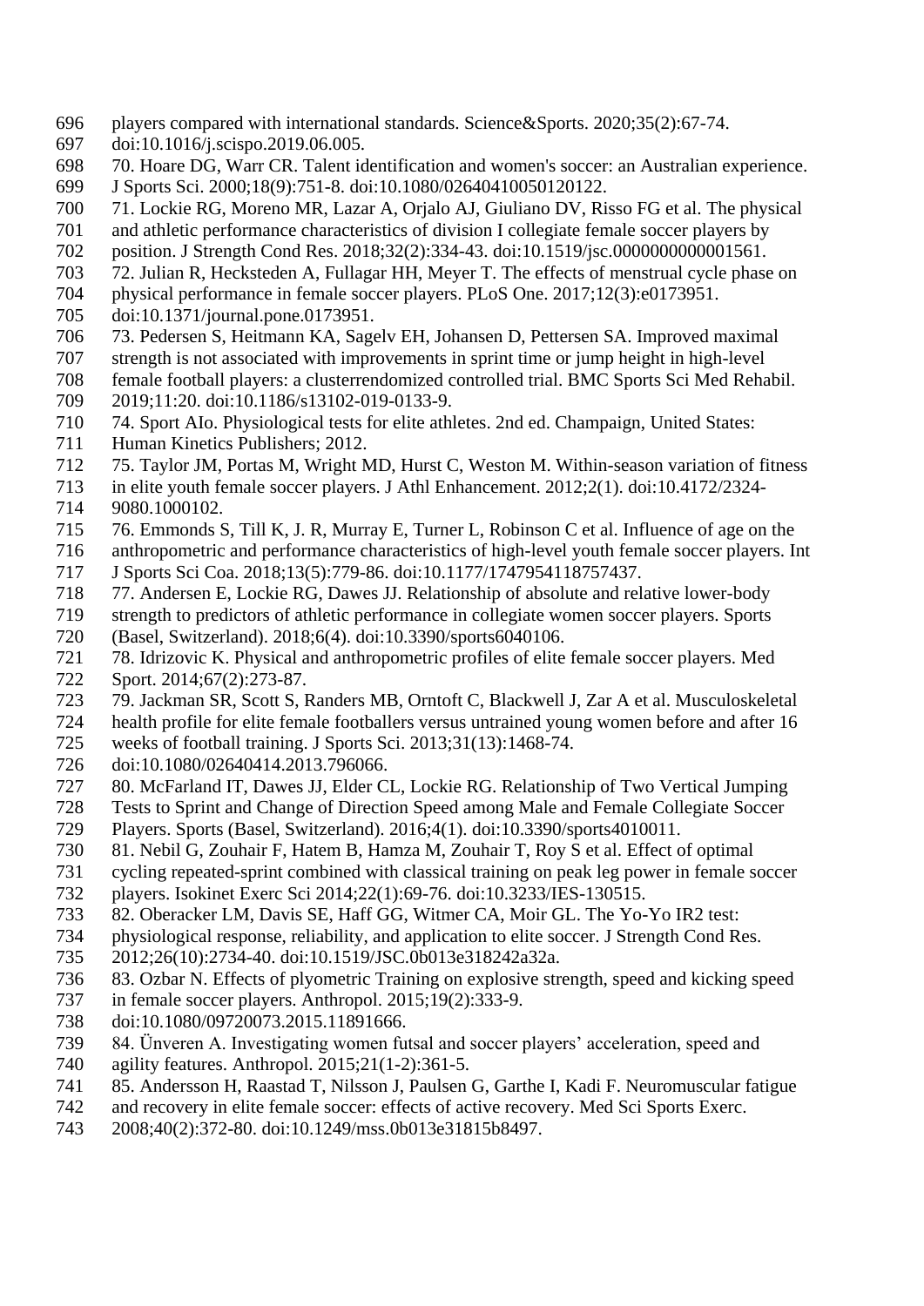players compared with international standards. Science&Sports. 2020;35(2):67-74. doi:10.1016/j.scispo.2019.06.005.

70. Hoare DG, Warr CR. Talent identification and women's soccer: an Australian experience. J Sports Sci. 2000;18(9):751-8. doi:10.1080/02640410050120122.

71. Lockie RG, Moreno MR, Lazar A, Orjalo AJ, Giuliano DV, Risso FG et al. The physical and athletic performance characteristics of division I collegiate female soccer players by position. J Strength Cond Res. 2018;32(2):334-43. doi:10.1519/jsc.0000000000001561.

72. Julian R, Hecksteden A, Fullagar HH, Meyer T. The effects of menstrual cycle phase on physical performance in female soccer players. PLoS One. 2017;12(3):e0173951. doi:10.1371/journal.pone.0173951.

73. Pedersen S, Heitmann KA, Sagelv EH, Johansen D, Pettersen SA. Improved maximal strength is not associated with improvements in sprint time or jump height in high-level female football players: a clusterrendomized controlled trial. BMC Sports Sci Med Rehabil. 2019;11:20. doi:10.1186/s13102-019-0133-9.

74. Sport AIo. Physiological tests for elite athletes. 2nd ed. Champaign, United States: Human Kinetics Publishers; 2012.

75. Taylor JM, Portas M, Wright MD, Hurst C, Weston M. Within-season variation of fitness in elite youth female soccer players. J Athl Enhancement. 2012;2(1). doi:10.4172/2324-9080.1000102.

76. Emmonds S, Till K, J. R, Murray E, Turner L, Robinson C et al. Influence of age on the anthropometric and performance characteristics of high-level youth female soccer players. Int J Sports Sci Coa. 2018;13(5):779-86. doi:10.1177/1747954118757437.

77. Andersen E, Lockie RG, Dawes JJ. Relationship of absolute and relative lower-body strength to predictors of athletic performance in collegiate women soccer players. Sports (Basel, Switzerland). 2018;6(4). doi:10.3390/sports6040106.

78. Idrizovic K. Physical and anthropometric profiles of elite female soccer players. Med Sport. 2014;67(2):273-87.

79. Jackman SR, Scott S, Randers MB, Orntoft C, Blackwell J, Zar A et al. Musculoskeletal health profile for elite female footballers versus untrained young women before and after 16 weeks of football training. J Sports Sci. 2013;31(13):1468-74. doi:10.1080/02640414.2013.796066.

80. McFarland IT, Dawes JJ, Elder CL, Lockie RG. Relationship of Two Vertical Jumping Tests to Sprint and Change of Direction Speed among Male and Female Collegiate Soccer Players. Sports (Basel, Switzerland). 2016;4(1). doi:10.3390/sports4010011.

81. Nebil G, Zouhair F, Hatem B, Hamza M, Zouhair T, Roy S et al. Effect of optimal cycling repeated-sprint combined with classical training on peak leg power in female soccer players. Isokinet Exerc Sci 2014;22(1):69-76. doi:10.3233/IES-130515.

82. Oberacker LM, Davis SE, Haff GG, Witmer CA, Moir GL. The Yo-Yo IR2 test: physiological response, reliability, and application to elite soccer. J Strength Cond Res. 2012;26(10):2734-40. doi:10.1519/JSC.0b013e318242a32a.

83. Ozbar N. Effects of plyometric Training on explosive strength, speed and kicking speed in female soccer players. Anthropol. 2015;19(2):333-9. doi:10.1080/09720073.2015.11891666.

84. Ünveren A. Investigating women futsal and soccer players' acceleration, speed and agility features. Anthropol. 2015;21(1-2):361-5.

85. Andersson H, Raastad T, Nilsson J, Paulsen G, Garthe I, Kadi F. Neuromuscular fatigue and recovery in elite female soccer: effects of active recovery. Med Sci Sports Exerc. 2008;40(2):372-80. doi:10.1249/mss.0b013e31815b8497.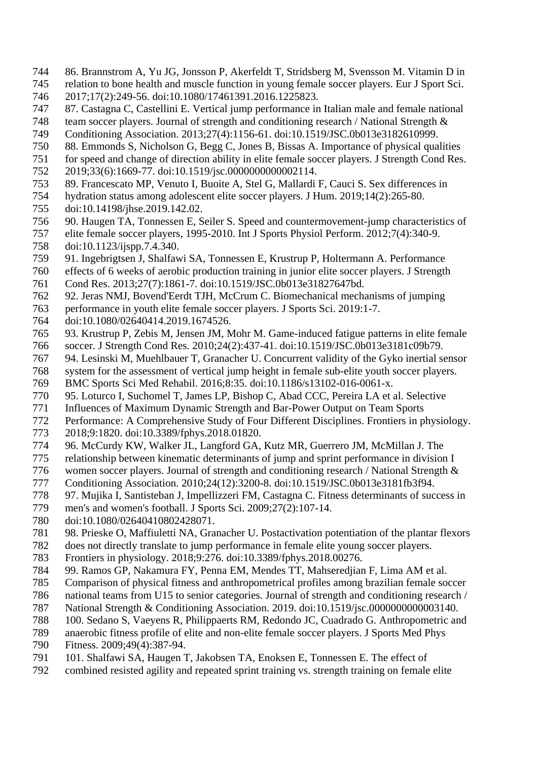86. Brannstrom A, Yu JG, Jonsson P, Akerfeldt T, Stridsberg M, Svensson M. Vitamin D in relation to bone health and muscle function in young female soccer players. Eur J Sport Sci. 2017;17(2):249-56. doi:10.1080/17461391.2016.1225823.

87. Castagna C, Castellini E. Vertical jump performance in Italian male and female national team soccer players. Journal of strength and conditioning research / National Strength & Conditioning Association. 2013;27(4):1156-61. doi:10.1519/JSC.0b013e3182610999.

88. Emmonds S, Nicholson G, Begg C, Jones B, Bissas A. Importance of physical qualities for speed and change of direction ability in elite female soccer players. J Strength Cond Res. 2019;33(6):1669-77. doi:10.1519/jsc.0000000000002114.

89. Francescato MP, Venuto I, Buoite A, Stel G, Mallardi F, Cauci S. Sex differences in hydration status among adolescent elite soccer players. J Hum. 2019;14(2):265-80. doi:10.14198/jhse.2019.142.02.

90. Haugen TA, Tonnessen E, Seiler S. Speed and countermovement-jump characteristics of elite female soccer players, 1995-2010. Int J Sports Physiol Perform. 2012;7(4):340-9. doi:10.1123/ijspp.7.4.340.

91. Ingebrigtsen J, Shalfawi SA, Tonnessen E, Krustrup P, Holtermann A. Performance effects of 6 weeks of aerobic production training in junior elite soccer players. J Strength Cond Res. 2013;27(7):1861-7. doi:10.1519/JSC.0b013e31827647bd.

92. Jeras NMJ, Bovend'Eerdt TJH, McCrum C. Biomechanical mechanisms of jumping performance in youth elite female soccer players. J Sports Sci. 2019:1-7. doi:10.1080/02640414.2019.1674526.

93. Krustrup P, Zebis M, Jensen JM, Mohr M. Game-induced fatigue patterns in elite female soccer. J Strength Cond Res. 2010;24(2):437-41. doi:10.1519/JSC.0b013e3181c09b79.

94. Lesinski M, Muehlbauer T, Granacher U. Concurrent validity of the Gyko inertial sensor system for the assessment of vertical jump height in female sub-elite youth soccer players. BMC Sports Sci Med Rehabil. 2016;8:35. doi:10.1186/s13102-016-0061-x.

95. Loturco I, Suchomel T, James LP, Bishop C, Abad CCC, Pereira LA et al. Selective Influences of Maximum Dynamic Strength and Bar-Power Output on Team Sports Performance: A Comprehensive Study of Four Different Disciplines. Frontiers in physiology. 2018;9:1820. doi:10.3389/fphys.2018.01820.

96. McCurdy KW, Walker JL, Langford GA, Kutz MR, Guerrero JM, McMillan J. The relationship between kinematic determinants of jump and sprint performance in division I women soccer players. Journal of strength and conditioning research / National Strength & Conditioning Association. 2010;24(12):3200-8. doi:10.1519/JSC.0b013e3181fb3f94.

97. Mujika I, Santisteban J, Impellizzeri FM, Castagna C. Fitness determinants of success in men's and women's football. J Sports Sci. 2009;27(2):107-14. doi:10.1080/02640410802428071.

98. Prieske O, Maffiuletti NA, Granacher U. Postactivation potentiation of the plantar flexors does not directly translate to jump performance in female elite young soccer players. Frontiers in physiology. 2018;9:276. doi:10.3389/fphys.2018.00276.

99. Ramos GP, Nakamura FY, Penna EM, Mendes TT, Mahseredjian F, Lima AM et al. Comparison of physical fitness and anthropometrical profiles among brazilian female soccer national teams from U15 to senior categories. Journal of strength and conditioning research / National Strength & Conditioning Association. 2019. doi:10.1519/jsc.0000000000003140.

100. Sedano S, Vaeyens R, Philippaerts RM, Redondo JC, Cuadrado G. Anthropometric and anaerobic fitness profile of elite and non-elite female soccer players. J Sports Med Phys Fitness. 2009;49(4):387-94.

101. Shalfawi SA, Haugen T, Jakobsen TA, Enoksen E, Tonnessen E. The effect of combined resisted agility and repeated sprint training vs. strength training on female elite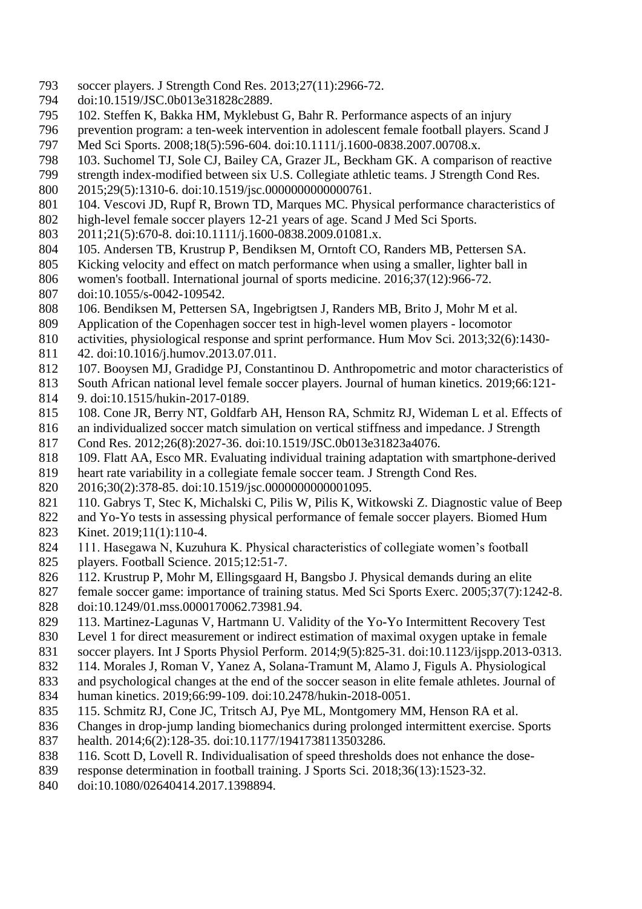soccer players. J Strength Cond Res. 2013;27(11):2966-72. doi:10.1519/JSC.0b013e31828c2889.

102. Steffen K, Bakka HM, Myklebust G, Bahr R. Performance aspects of an injury prevention program: a ten-week intervention in adolescent female football players. Scand J Med Sci Sports. 2008;18(5):596-604. doi:10.1111/j.1600-0838.2007.00708.x.

103. Suchomel TJ, Sole CJ, Bailey CA, Grazer JL, Beckham GK. A comparison of reactive strength index-modified between six U.S. Collegiate athletic teams. J Strength Cond Res. 2015;29(5):1310-6. doi:10.1519/jsc.0000000000000761.

104. Vescovi JD, Rupf R, Brown TD, Marques MC. Physical performance characteristics of high-level female soccer players 12-21 years of age. Scand J Med Sci Sports. 2011;21(5):670-8. doi:10.1111/j.1600-0838.2009.01081.x.

105. Andersen TB, Krustrup P, Bendiksen M, Orntoft CO, Randers MB, Pettersen SA. Kicking velocity and effect on match performance when using a smaller, lighter ball in women's football. International journal of sports medicine. 2016;37(12):966-72. doi:10.1055/s-0042-109542.

106. Bendiksen M, Pettersen SA, Ingebrigtsen J, Randers MB, Brito J, Mohr M et al. Application of the Copenhagen soccer test in high-level women players - locomotor activities, physiological response and sprint performance. Hum Mov Sci. 2013;32(6):1430-42. doi:10.1016/j.humov.2013.07.011.

107. Booysen MJ, Gradidge PJ, Constantinou D. Anthropometric and motor characteristics of South African national level female soccer players. Journal of human kinetics. 2019;66:121-9. doi:10.1515/hukin-2017-0189.

108. Cone JR, Berry NT, Goldfarb AH, Henson RA, Schmitz RJ, Wideman L et al. Effects of an individualized soccer match simulation on vertical stiffness and impedance. J Strength Cond Res. 2012;26(8):2027-36. doi:10.1519/JSC.0b013e31823a4076.

109. Flatt AA, Esco MR. Evaluating individual training adaptation with smartphone-derived heart rate variability in a collegiate female soccer team. J Strength Cond Res. 2016;30(2):378-85. doi:10.1519/jsc.0000000000001095.

110. Gabrys T, Stec K, Michalski C, Pilis W, Pilis K, Witkowski Z. Diagnostic value of Beep and Yo-Yo tests in assessing physical performance of female soccer players. Biomed Hum Kinet. 2019;11(1):110-4.

111. Hasegawa N, Kuzuhura K. Physical characteristics of collegiate women's football players. Football Science. 2015;12:51-7.

112. Krustrup P, Mohr M, Ellingsgaard H, Bangsbo J. Physical demands during an elite female soccer game: importance of training status. Med Sci Sports Exerc. 2005;37(7):1242-8. doi:10.1249/01.mss.0000170062.73981.94.

113. Martinez-Lagunas V, Hartmann U. Validity of the Yo-Yo Intermittent Recovery Test Level 1 for direct measurement or indirect estimation of maximal oxygen uptake in female soccer players. Int J Sports Physiol Perform. 2014;9(5):825-31. doi:10.1123/ijspp.2013-0313.

114. Morales J, Roman V, Yanez A, Solana-Tramunt M, Alamo J, Figuls A. Physiological and psychological changes at the end of the soccer season in elite female athletes. Journal of human kinetics. 2019;66:99-109. doi:10.2478/hukin-2018-0051.

115. Schmitz RJ, Cone JC, Tritsch AJ, Pye ML, Montgomery MM, Henson RA et al. Changes in drop-jump landing biomechanics during prolonged intermittent exercise. Sports health. 2014;6(2):128-35. doi:10.1177/1941738113503286.

116. Scott D, Lovell R. Individualisation of speed thresholds does not enhance the dose-response determination in football training. J Sports Sci. 2018;36(13):1523-32. doi:10.1080/02640414.2017.1398894.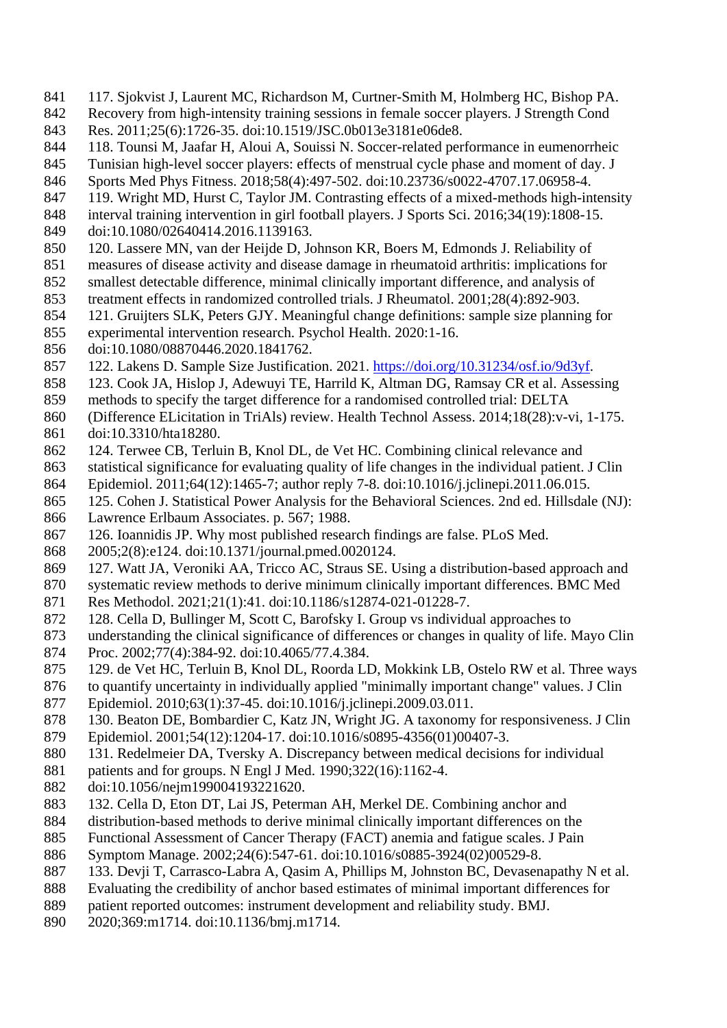117. Sjokvist J, Laurent MC, Richardson M, Curtner-Smith M, Holmberg HC, Bishop PA. Recovery from high-intensity training sessions in female soccer players. J Strength Cond Res. 2011;25(6):1726-35. doi:10.1519/JSC.0b013e3181e06de8.

118. Tounsi M, Jaafar H, Aloui A, Souissi N. Soccer-related performance in eumenorrheic Tunisian high-level soccer players: effects of menstrual cycle phase and moment of day. J Sports Med Phys Fitness. 2018;58(4):497-502. doi:10.23736/s0022-4707.17.06958-4.

119. Wright MD, Hurst C, Taylor JM. Contrasting effects of a mixed-methods high-intensity interval training intervention in girl football players. J Sports Sci. 2016;34(19):1808-15. doi:10.1080/02640414.2016.1139163.

120. Lassere MN, van der Heijde D, Johnson KR, Boers M, Edmonds J. Reliability of measures of disease activity and disease damage in rheumatoid arthritis: implications for smallest detectable difference, minimal clinically important difference, and analysis of treatment effects in randomized controlled trials. J Rheumatol. 2001;28(4):892-903.

121. Gruijters SLK, Peters GJY. Meaningful change definitions: sample size planning for experimental intervention research. Psychol Health. 2020:1-16. doi:10.1080/08870446.2020.1841762.

122. Lakens D. Sample Size Justification. 2021. https://doi.org/10.31234/osf.io/9d3yf.

123. Cook JA, Hislop J, Adewuyi TE, Harrild K, Altman DG, Ramsay CR et al. Assessing methods to specify the target difference for a randomised controlled trial: DELTA (Difference ELicitation in TriAls) review. Health Technol Assess. 2014;18(28):v-vi, 1-175. doi:10.3310/hta18280.

124. Terwee CB, Terluin B, Knol DL, de Vet HC. Combining clinical relevance and statistical significance for evaluating quality of life changes in the individual patient. J Clin Epidemiol. 2011;64(12):1465-7; author reply 7-8. doi:10.1016/j.jclinepi.2011.06.015.

125. Cohen J. Statistical Power Analysis for the Behavioral Sciences. 2nd ed. Hillsdale (NJ): Lawrence Erlbaum Associates. p. 567; 1988.

126. Ioannidis JP. Why most published research findings are false. PLoS Med. 2005;2(8):e124. doi:10.1371/journal.pmed.0020124.

127. Watt JA, Veroniki AA, Tricco AC, Straus SE. Using a distribution-based approach and systematic review methods to derive minimum clinically important differences. BMC Med Res Methodol. 2021;21(1):41. doi:10.1186/s12874-021-01228-7.

128. Cella D, Bullinger M, Scott C, Barofsky I. Group vs individual approaches to understanding the clinical significance of differences or changes in quality of life. Mayo Clin Proc. 2002;77(4):384-92. doi:10.4065/77.4.384.

129. de Vet HC, Terluin B, Knol DL, Roorda LD, Mokkink LB, Ostelo RW et al. Three ways to quantify uncertainty in individually applied "minimally important change" values. J Clin Epidemiol. 2010;63(1):37-45. doi:10.1016/j.jclinepi.2009.03.011.

130. Beaton DE, Bombardier C, Katz JN, Wright JG. A taxonomy for responsiveness. J Clin Epidemiol. 2001;54(12):1204-17. doi:10.1016/s0895-4356(01)00407-3.

131. Redelmeier DA, Tversky A. Discrepancy between medical decisions for individual patients and for groups. N Engl J Med. 1990;322(16):1162-4. doi:10.1056/nejm199004193221620.

132. Cella D, Eton DT, Lai JS, Peterman AH, Merkel DE. Combining anchor and distribution-based methods to derive minimal clinically important differences on the Functional Assessment of Cancer Therapy (FACT) anemia and fatigue scales. J Pain Symptom Manage. 2002;24(6):547-61. doi:10.1016/s0885-3924(02)00529-8.

133. Devji T, Carrasco-Labra A, Qasim A, Phillips M, Johnston BC, Devasenapathy N et al. Evaluating the credibility of anchor based estimates of minimal important differences for patient reported outcomes: instrument development and reliability study. BMJ. 2020;369:m1714. doi:10.1136/bmj.m1714.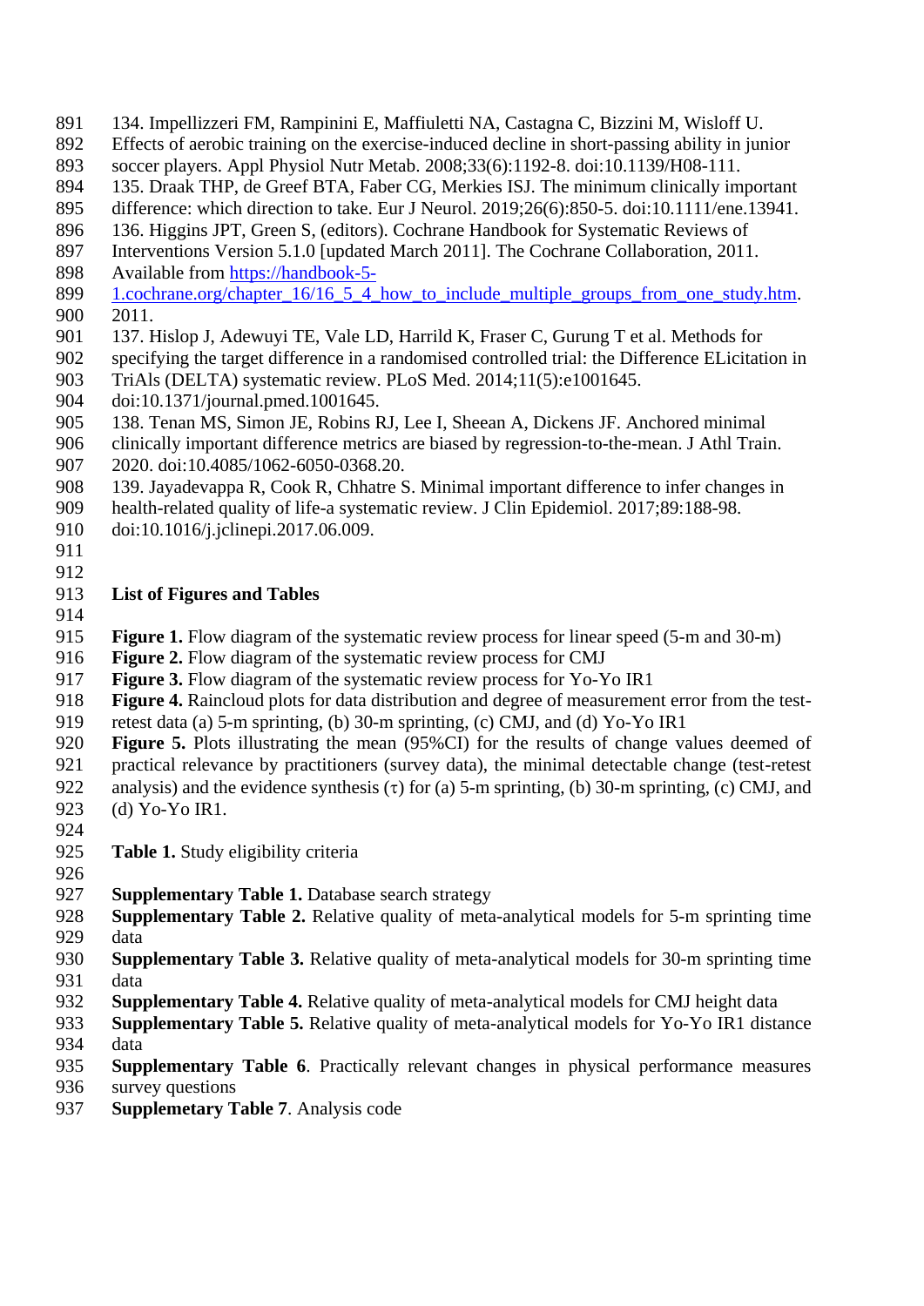134. Impellizzeri FM, Rampinini E, Maffiuletti NA, Castagna C, Bizzini M, Wisloff U. Effects of aerobic training on the exercise-induced decline in short-passing ability in junior soccer players. Appl Physiol Nutr Metab. 2008;33(6):1192-8. doi:10.1139/H08-111.

135. Draak THP, de Greef BTA, Faber CG, Merkies ISJ. The minimum clinically important difference: which direction to take. Eur J Neurol. 2019;26(6):850-5. doi:10.1111/ene.13941.

136. Higgins JPT, Green S, (editors). Cochrane Handbook for Systematic Reviews of Interventions Version 5.1.0 [updated March 2011]. The Cochrane Collaboration, 2011. Available from https://handbook-5-1.cochrane.org/chapter_16/16_5_4_how_to_include_multiple_groups_from_one_study.htm. 2011.

137. Hislop J, Adewuyi TE, Vale LD, Harrild K, Fraser C, Gurung T et al. Methods for specifying the target difference in a randomised controlled trial: the Difference ELicitation in TriAls (DELTA) systematic review. PLoS Med. 2014;11(5):e1001645. doi:10.1371/journal.pmed.1001645.

138. Tenan MS, Simon JE, Robins RJ, Lee I, Sheean A, Dickens JF. Anchored minimal clinically important difference metrics are biased by regression-to-the-mean. J Athl Train. 2020. doi:10.4085/1062-6050-0368.20.

139. Jayadevappa R, Cook R, Chhatre S. Minimal important difference to infer changes in health-related quality of life-a systematic review. J Clin Epidemiol. 2017;89:188-98. doi:10.1016/j.jclinepi.2017.06.009.

## List of Figures and Tables

**Figure 1.** Flow diagram of the systematic review process for linear speed (5-m and 30-m)
**Figure 2.** Flow diagram of the systematic review process for CMJ
**Figure 3.** Flow diagram of the systematic review process for Yo-Yo IR1
**Figure 4.** Raincloud plots for data distribution and degree of measurement error from the test-retest data (a) 5-m sprinting, (b) 30-m sprinting, (c) CMJ, and (d) Yo-Yo IR1
**Figure 5.** Plots illustrating the mean (95%CI) for the results of change values deemed of practical relevance by practitioners (survey data), the minimal detectable change (test-retest analysis) and the evidence synthesis ($\tau$) for (a) 5-m sprinting, (b) 30-m sprinting, (c) CMJ, and (d) Yo-Yo IR1.

**Table 1.** Study eligibility criteria

**Supplementary Table 1.** Database search strategy
**Supplementary Table 2.** Relative quality of meta-analytical models for 5-m sprinting time data
**Supplementary Table 3.** Relative quality of meta-analytical models for 30-m sprinting time data
**Supplementary Table 4.** Relative quality of meta-analytical models for CMJ height data
**Supplementary Table 5.** Relative quality of meta-analytical models for Yo-Yo IR1 distance data
**Supplementary Table 6**. Practically relevant changes in physical performance measures survey questions
**Supplemetary Table 7**. Analysis code